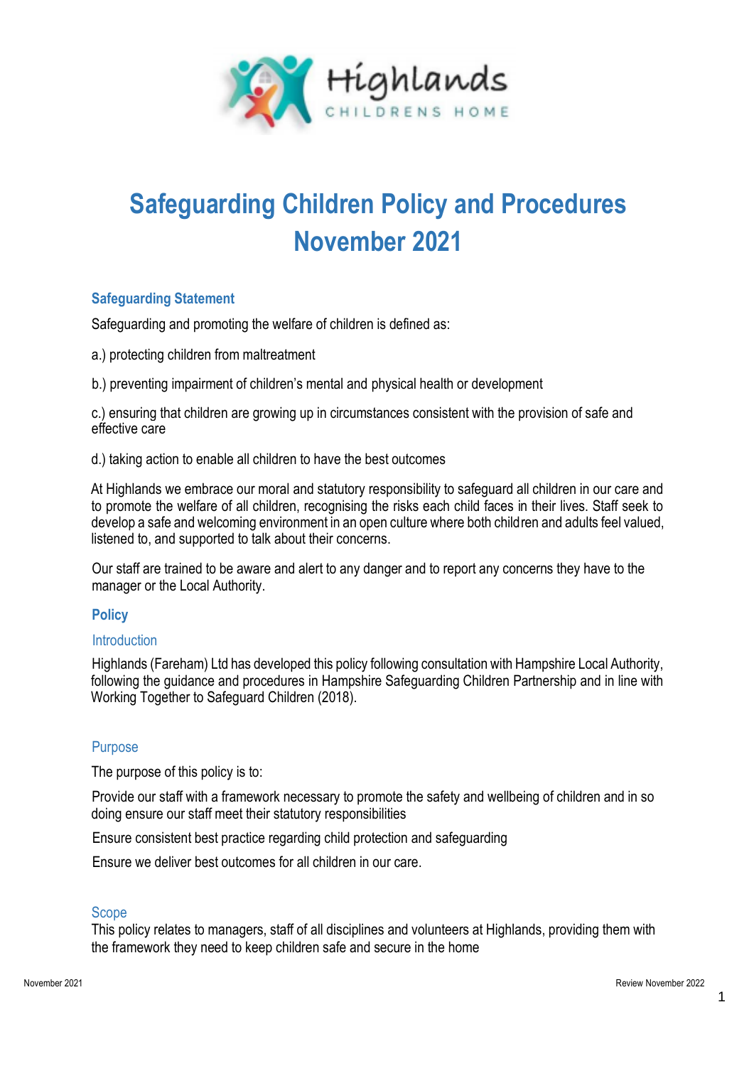Highlands

CHILDRENS HOME

# Safeguarding Children Policy and Procedures
# November 2021

### Safeguarding Statement

Safeguarding and promoting the welfare of children is defined as:

a.) protecting children from maltreatment

b.) preventing impairment of children's mental and physical health or development

c.) ensuring that children are growing up in circumstances consistent with the provision of safe and effective care

d.) taking action to enable all children to have the best outcomes

At Highlands we embrace our moral and statutory responsibility to safeguard all children in our care and to promote the welfare of all children, recognising the risks each child faces in their lives. Staff seek to develop a safe and welcoming environment in an open culture where both children and adults feel valued, listened to, and supported to talk about their concerns.

Our staff are trained to be aware and alert to any danger and to report any concerns they have to the manager or the Local Authority.

## Policy

### Introduction

Highlands (Fareham) Ltd has developed this policy following consultation with Hampshire Local Authority, following the guidance and procedures in Hampshire Safeguarding Children Partnership and in line with Working Together to Safeguard Children (2018).

### Purpose

The purpose of this policy is to:

Provide our staff with a framework necessary to promote the safety and wellbeing of children and in so doing ensure our staff meet their statutory responsibilities

Ensure consistent best practice regarding child protection and safeguarding

Ensure we deliver best outcomes for all children in our care.

### Scope

This policy relates to managers, staff of all disciplines and volunteers at Highlands, providing them with the framework they need to keep children safe and secure in the home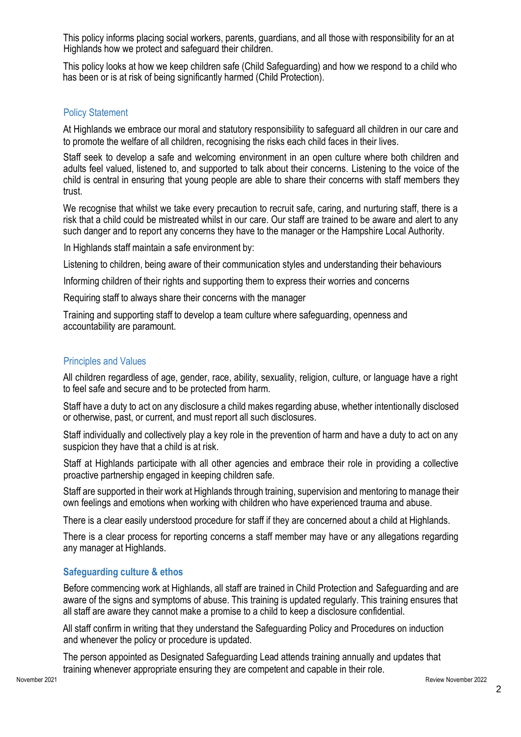This policy informs placing social workers, parents, guardians, and all those with responsibility for an at Highlands how we protect and safeguard their children.

This policy looks at how we keep children safe (Child Safeguarding) and how we respond to a child who has been or is at risk of being significantly harmed (Child Protection).

## Policy Statement

At Highlands we embrace our moral and statutory responsibility to safeguard all children in our care and to promote the welfare of all children, recognising the risks each child faces in their lives.

Staff seek to develop a safe and welcoming environment in an open culture where both children and adults feel valued, listened to, and supported to talk about their concerns. Listening to the voice of the child is central in ensuring that young people are able to share their concerns with staff members they trust.

We recognise that whilst we take every precaution to recruit safe, caring, and nurturing staff, there is a risk that a child could be mistreated whilst in our care. Our staff are trained to be aware and alert to any such danger and to report any concerns they have to the manager or the Hampshire Local Authority.

In Highlands staff maintain a safe environment by:

Listening to children, being aware of their communication styles and understanding their behaviours

Informing children of their rights and supporting them to express their worries and concerns

Requiring staff to always share their concerns with the manager

Training and supporting staff to develop a team culture where safeguarding, openness and accountability are paramount.

## Principles and Values

All children regardless of age, gender, race, ability, sexuality, religion, culture, or language have a right to feel safe and secure and to be protected from harm.

Staff have a duty to act on any disclosure a child makes regarding abuse, whether intentionally disclosed or otherwise, past, or current, and must report all such disclosures.

Staff individually and collectively play a key role in the prevention of harm and have a duty to act on any suspicion they have that a child is at risk.

Staff at Highlands participate with all other agencies and embrace their role in providing a collective proactive partnership engaged in keeping children safe.

Staff are supported in their work at Highlands through training, supervision and mentoring to manage their own feelings and emotions when working with children who have experienced trauma and abuse.

There is a clear easily understood procedure for staff if they are concerned about a child at Highlands.

There is a clear process for reporting concerns a staff member may have or any allegations regarding any manager at Highlands.

## **Safeguarding culture & ethos**

Before commencing work at Highlands, all staff are trained in Child Protection and Safeguarding and are aware of the signs and symptoms of abuse. This training is updated regularly. This training ensures that all staff are aware they cannot make a promise to a child to keep a disclosure confidential.

All staff confirm in writing that they understand the Safeguarding Policy and Procedures on induction and whenever the policy or procedure is updated.

The person appointed as Designated Safeguarding Lead attends training annually and updates that training whenever appropriate ensuring they are competent and capable in their role.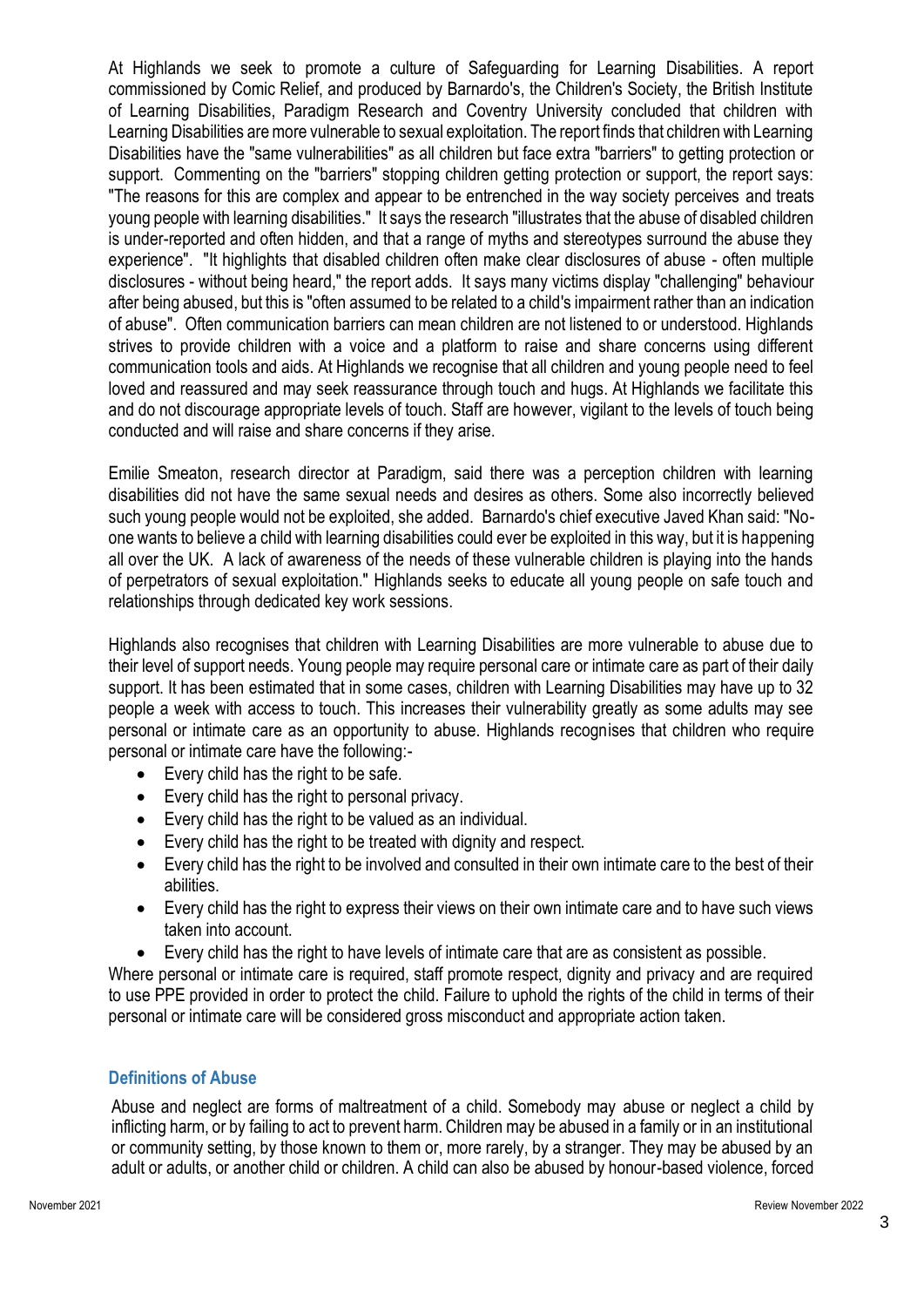At Highlands we seek to promote a culture of Safeguarding for Learning Disabilities. A report commissioned by Comic Relief, and produced by Barnardo's, the Children's Society, the British Institute of Learning Disabilities, Paradigm Research and Coventry University concluded that children with Learning Disabilities are more vulnerable to sexual exploitation. The report finds that children with Learning Disabilities have the "same vulnerabilities" as all children but face extra "barriers" to getting protection or support. Commenting on the "barriers" stopping children getting protection or support, the report says: "The reasons for this are complex and appear to be entrenched in the way society perceives and treats young people with learning disabilities." It says the research "illustrates that the abuse of disabled children is under-reported and often hidden, and that a range of myths and stereotypes surround the abuse they experience". "It highlights that disabled children often make clear disclosures of abuse - often multiple disclosures - without being heard," the report adds. It says many victims display "challenging" behaviour after being abused, but this is "often assumed to be related to a child's impairment rather than an indication of abuse". Often communication barriers can mean children are not listened to or understood. Highlands strives to provide children with a voice and a platform to raise and share concerns using different communication tools and aids. At Highlands we recognise that all children and young people need to feel loved and reassured and may seek reassurance through touch and hugs. At Highlands we facilitate this and do not discourage appropriate levels of touch. Staff are however, vigilant to the levels of touch being conducted and will raise and share concerns if they arise.

Emilie Smeaton, research director at Paradigm, said there was a perception children with learning disabilities did not have the same sexual needs and desires as others. Some also incorrectly believed such young people would not be exploited, she added. Barnardo's chief executive Javed Khan said: "No-one wants to believe a child with learning disabilities could ever be exploited in this way, but it is happening all over the UK. A lack of awareness of the needs of these vulnerable children is playing into the hands of perpetrators of sexual exploitation." Highlands seeks to educate all young people on safe touch and relationships through dedicated key work sessions.

Highlands also recognises that children with Learning Disabilities are more vulnerable to abuse due to their level of support needs. Young people may require personal care or intimate care as part of their daily support. It has been estimated that in some cases, children with Learning Disabilities may have up to 32 people a week with access to touch. This increases their vulnerability greatly as some adults may see personal or intimate care as an opportunity to abuse. Highlands recognises that children who require personal or intimate care have the following:-

- Every child has the right to be safe.
- Every child has the right to personal privacy.
- Every child has the right to be valued as an individual.
- Every child has the right to be treated with dignity and respect.
- Every child has the right to be involved and consulted in their own intimate care to the best of their abilities.
- Every child has the right to express their views on their own intimate care and to have such views taken into account.
- Every child has the right to have levels of intimate care that are as consistent as possible.

Where personal or intimate care is required, staff promote respect, dignity and privacy and are required to use PPE provided in order to protect the child. Failure to uphold the rights of the child in terms of their personal or intimate care will be considered gross misconduct and appropriate action taken.

### Definitions of Abuse

Abuse and neglect are forms of maltreatment of a child. Somebody may abuse or neglect a child by inflicting harm, or by failing to act to prevent harm. Children may be abused in a family or in an institutional or community setting, by those known to them or, more rarely, by a stranger. They may be abused by an adult or adults, or another child or children. A child can also be abused by honour-based violence, forced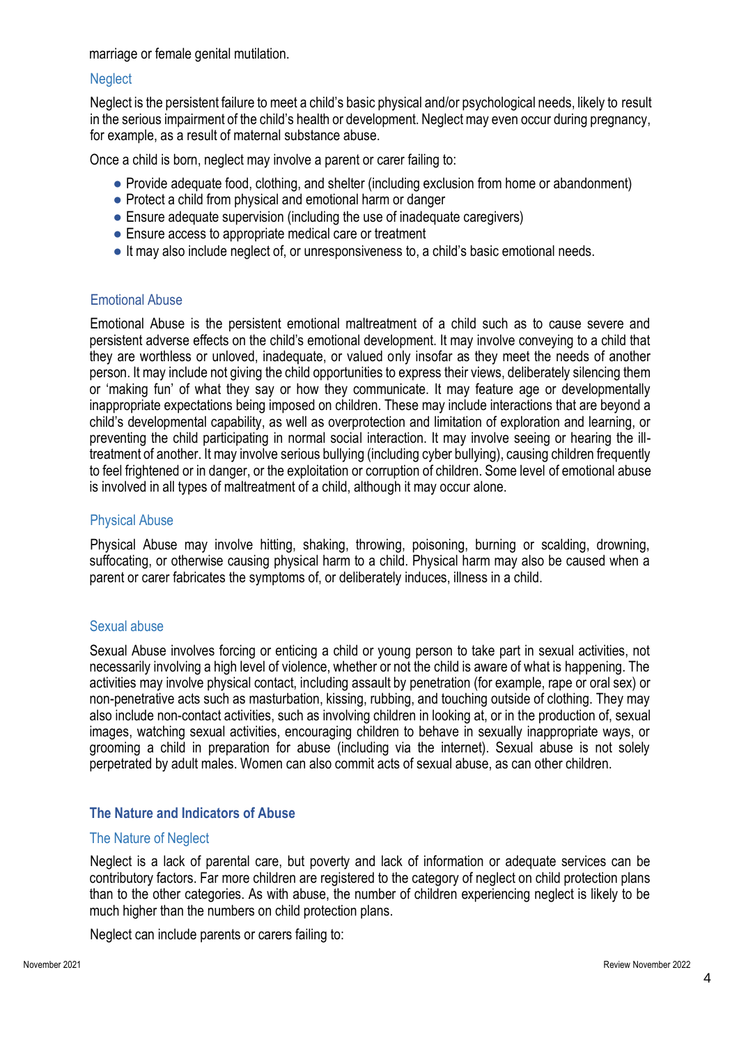marriage or female genital mutilation.

### Neglect

Neglect is the persistent failure to meet a child's basic physical and/or psychological needs, likely to result in the serious impairment of the child's health or development. Neglect may even occur during pregnancy, for example, as a result of maternal substance abuse.

Once a child is born, neglect may involve a parent or carer failing to:

- Provide adequate food, clothing, and shelter (including exclusion from home or abandonment)
- Protect a child from physical and emotional harm or danger
- Ensure adequate supervision (including the use of inadequate caregivers)
- Ensure access to appropriate medical care or treatment
- It may also include neglect of, or unresponsiveness to, a child's basic emotional needs.

### Emotional Abuse

Emotional Abuse is the persistent emotional maltreatment of a child such as to cause severe and persistent adverse effects on the child's emotional development. It may involve conveying to a child that they are worthless or unloved, inadequate, or valued only insofar as they meet the needs of another person. It may include not giving the child opportunities to express their views, deliberately silencing them or 'making fun' of what they say or how they communicate. It may feature age or developmentally inappropriate expectations being imposed on children. These may include interactions that are beyond a child's developmental capability, as well as overprotection and limitation of exploration and learning, or preventing the child participating in normal social interaction. It may involve seeing or hearing the ill-treatment of another. It may involve serious bullying (including cyber bullying), causing children frequently to feel frightened or in danger, or the exploitation or corruption of children. Some level of emotional abuse is involved in all types of maltreatment of a child, although it may occur alone.

### Physical Abuse

Physical Abuse may involve hitting, shaking, throwing, poisoning, burning or scalding, drowning, suffocating, or otherwise causing physical harm to a child. Physical harm may also be caused when a parent or carer fabricates the symptoms of, or deliberately induces, illness in a child.

### Sexual abuse

Sexual Abuse involves forcing or enticing a child or young person to take part in sexual activities, not necessarily involving a high level of violence, whether or not the child is aware of what is happening. The activities may involve physical contact, including assault by penetration (for example, rape or oral sex) or non-penetrative acts such as masturbation, kissing, rubbing, and touching outside of clothing. They may also include non-contact activities, such as involving children in looking at, or in the production of, sexual images, watching sexual activities, encouraging children to behave in sexually inappropriate ways, or grooming a child in preparation for abuse (including via the internet). Sexual abuse is not solely perpetrated by adult males. Women can also commit acts of sexual abuse, as can other children.

## The Nature and Indicators of Abuse

### The Nature of Neglect

Neglect is a lack of parental care, but poverty and lack of information or adequate services can be contributory factors. Far more children are registered to the category of neglect on child protection plans than to the other categories. As with abuse, the number of children experiencing neglect is likely to be much higher than the numbers on child protection plans.

Neglect can include parents or carers failing to: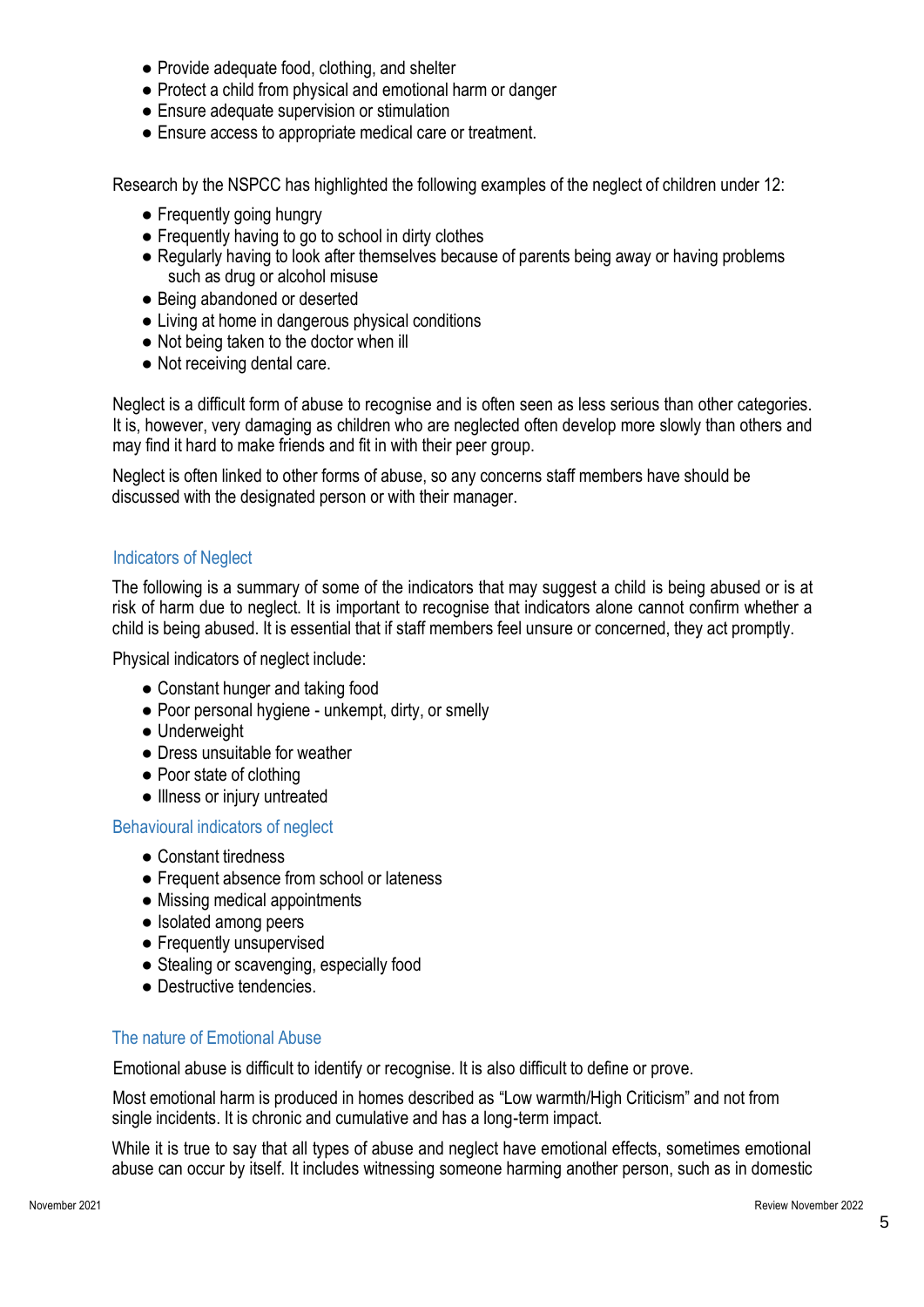- Provide adequate food, clothing, and shelter
- Protect a child from physical and emotional harm or danger
- Ensure adequate supervision or stimulation
- Ensure access to appropriate medical care or treatment.

Research by the NSPCC has highlighted the following examples of the neglect of children under 12:

- Frequently going hungry
- Frequently having to go to school in dirty clothes
- Regularly having to look after themselves because of parents being away or having problems such as drug or alcohol misuse
- Being abandoned or deserted
- Living at home in dangerous physical conditions
- Not being taken to the doctor when ill
- Not receiving dental care.

Neglect is a difficult form of abuse to recognise and is often seen as less serious than other categories. It is, however, very damaging as children who are neglected often develop more slowly than others and may find it hard to make friends and fit in with their peer group.

Neglect is often linked to other forms of abuse, so any concerns staff members have should be discussed with the designated person or with their manager.

### Indicators of Neglect

The following is a summary of some of the indicators that may suggest a child is being abused or is at risk of harm due to neglect. It is important to recognise that indicators alone cannot confirm whether a child is being abused. It is essential that if staff members feel unsure or concerned, they act promptly.

Physical indicators of neglect include:

- Constant hunger and taking food
- Poor personal hygiene - unkempt, dirty, or smelly
- Underweight
- Dress unsuitable for weather
- Poor state of clothing
- Illness or injury untreated

### Behavioural indicators of neglect

- Constant tiredness
- Frequent absence from school or lateness
- Missing medical appointments
- Isolated among peers
- Frequently unsupervised
- Stealing or scavenging, especially food
- Destructive tendencies.

### The nature of Emotional Abuse

Emotional abuse is difficult to identify or recognise. It is also difficult to define or prove.

Most emotional harm is produced in homes described as "Low warmth/High Criticism" and not from single incidents. It is chronic and cumulative and has a long-term impact.

While it is true to say that all types of abuse and neglect have emotional effects, sometimes emotional abuse can occur by itself. It includes witnessing someone harming another person, such as in domestic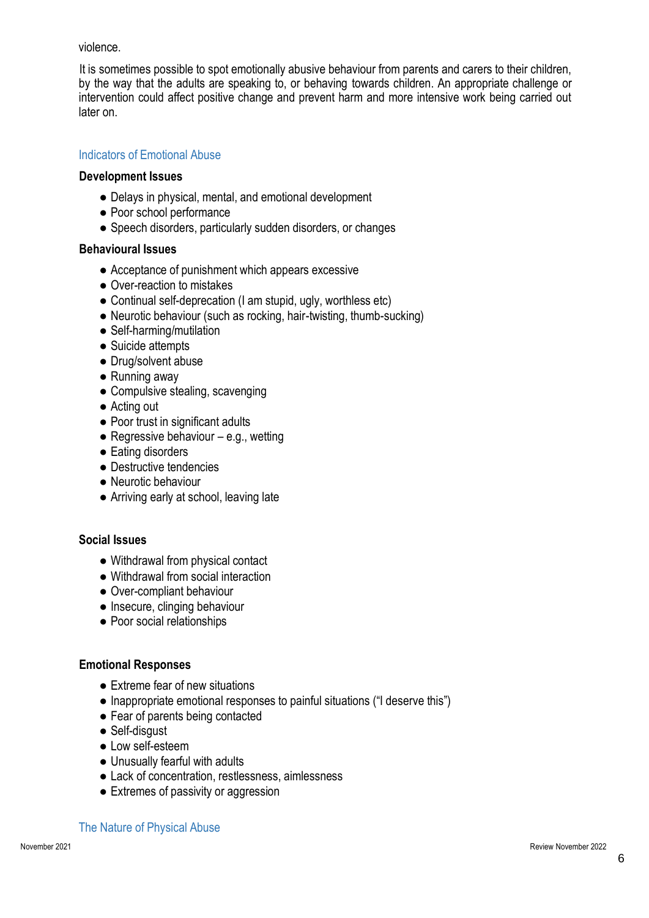violence.

It is sometimes possible to spot emotionally abusive behaviour from parents and carers to their children, by the way that the adults are speaking to, or behaving towards children. An appropriate challenge or intervention could affect positive change and prevent harm and more intensive work being carried out later on.

## Indicators of Emotional Abuse

**Development Issues**

- Delays in physical, mental, and emotional development
- Poor school performance
- Speech disorders, particularly sudden disorders, or changes

**Behavioural Issues**

- Acceptance of punishment which appears excessive
- Over-reaction to mistakes
- Continual self-deprecation (I am stupid, ugly, worthless etc)
- Neurotic behaviour (such as rocking, hair-twisting, thumb-sucking)
- Self-harming/mutilation
- Suicide attempts
- Drug/solvent abuse
- Running away
- Compulsive stealing, scavenging
- Acting out
- Poor trust in significant adults
- Regressive behaviour – e.g., wetting
- Eating disorders
- Destructive tendencies
- Neurotic behaviour
- Arriving early at school, leaving late

**Social Issues**

- Withdrawal from physical contact
- Withdrawal from social interaction
- Over-compliant behaviour
- Insecure, clinging behaviour
- Poor social relationships

**Emotional Responses**

- Extreme fear of new situations
- Inappropriate emotional responses to painful situations ("I deserve this")
- Fear of parents being contacted
- Self-disgust
- Low self-esteem
- Unusually fearful with adults
- Lack of concentration, restlessness, aimlessness
- Extremes of passivity or aggression

## The Nature of Physical Abuse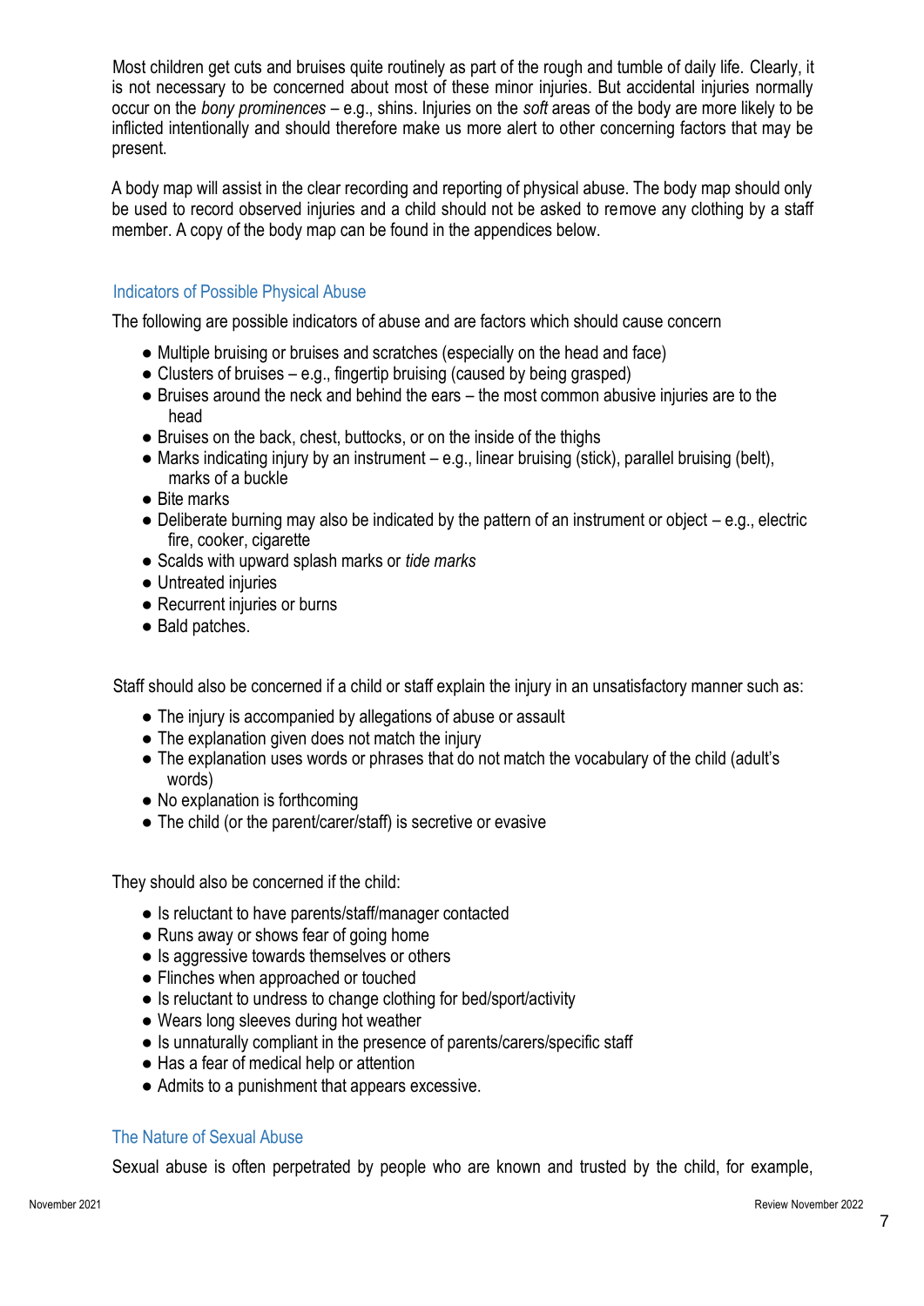Most children get cuts and bruises quite routinely as part of the rough and tumble of daily life. Clearly, it is not necessary to be concerned about most of these minor injuries. But accidental injuries normally occur on the *bony prominences* – e.g., shins. Injuries on the *soft* areas of the body are more likely to be inflicted intentionally and should therefore make us more alert to other concerning factors that may be present.

A body map will assist in the clear recording and reporting of physical abuse. The body map should only be used to record observed injuries and a child should not be asked to remove any clothing by a staff member. A copy of the body map can be found in the appendices below.

### Indicators of Possible Physical Abuse

The following are possible indicators of abuse and are factors which should cause concern

- Multiple bruising or bruises and scratches (especially on the head and face)
- Clusters of bruises – e.g., fingertip bruising (caused by being grasped)
- Bruises around the neck and behind the ears – the most common abusive injuries are to the head
- Bruises on the back, chest, buttocks, or on the inside of the thighs
- Marks indicating injury by an instrument – e.g., linear bruising (stick), parallel bruising (belt), marks of a buckle
- Bite marks
- Deliberate burning may also be indicated by the pattern of an instrument or object – e.g., electric fire, cooker, cigarette
- Scalds with upward splash marks or *tide marks*
- Untreated injuries
- Recurrent injuries or burns
- Bald patches.

Staff should also be concerned if a child or staff explain the injury in an unsatisfactory manner such as:

- The injury is accompanied by allegations of abuse or assault
- The explanation given does not match the injury
- The explanation uses words or phrases that do not match the vocabulary of the child (adult's words)
- No explanation is forthcoming
- The child (or the parent/carer/staff) is secretive or evasive

They should also be concerned if the child:

- Is reluctant to have parents/staff/manager contacted
- Runs away or shows fear of going home
- Is aggressive towards themselves or others
- Flinches when approached or touched
- Is reluctant to undress to change clothing for bed/sport/activity
- Wears long sleeves during hot weather
- Is unnaturally compliant in the presence of parents/carers/specific staff
- Has a fear of medical help or attention
- Admits to a punishment that appears excessive.

### The Nature of Sexual Abuse

Sexual abuse is often perpetrated by people who are known and trusted by the child, for example,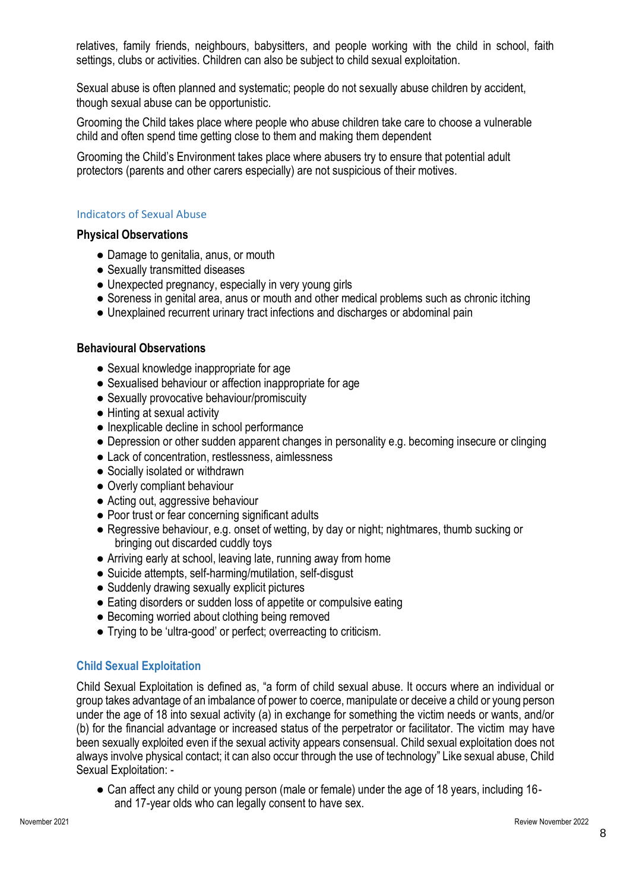relatives, family friends, neighbours, babysitters, and people working with the child in school, faith settings, clubs or activities. Children can also be subject to child sexual exploitation.

Sexual abuse is often planned and systematic; people do not sexually abuse children by accident, though sexual abuse can be opportunistic.

Grooming the Child takes place where people who abuse children take care to choose a vulnerable child and often spend time getting close to them and making them dependent

Grooming the Child's Environment takes place where abusers try to ensure that potential adult protectors (parents and other carers especially) are not suspicious of their motives.

### Indicators of Sexual Abuse

**Physical Observations**

- Damage to genitalia, anus, or mouth
- Sexually transmitted diseases
- Unexpected pregnancy, especially in very young girls
- Soreness in genital area, anus or mouth and other medical problems such as chronic itching
- Unexplained recurrent urinary tract infections and discharges or abdominal pain

**Behavioural Observations**

- Sexual knowledge inappropriate for age
- Sexualised behaviour or affection inappropriate for age
- Sexually provocative behaviour/promiscuity
- Hinting at sexual activity
- Inexplicable decline in school performance
- Depression or other sudden apparent changes in personality e.g. becoming insecure or clinging
- Lack of concentration, restlessness, aimlessness
- Socially isolated or withdrawn
- Overly compliant behaviour
- Acting out, aggressive behaviour
- Poor trust or fear concerning significant adults
- Regressive behaviour, e.g. onset of wetting, by day or night; nightmares, thumb sucking or bringing out discarded cuddly toys
- Arriving early at school, leaving late, running away from home
- Suicide attempts, self-harming/mutilation, self-disgust
- Suddenly drawing sexually explicit pictures
- Eating disorders or sudden loss of appetite or compulsive eating
- Becoming worried about clothing being removed
- Trying to be 'ultra-good' or perfect; overreacting to criticism.

### Child Sexual Exploitation

Child Sexual Exploitation is defined as, "a form of child sexual abuse. It occurs where an individual or group takes advantage of an imbalance of power to coerce, manipulate or deceive a child or young person under the age of 18 into sexual activity (a) in exchange for something the victim needs or wants, and/or (b) for the financial advantage or increased status of the perpetrator or facilitator. The victim may have been sexually exploited even if the sexual activity appears consensual. Child sexual exploitation does not always involve physical contact; it can also occur through the use of technology" Like sexual abuse, Child Sexual Exploitation: -

- Can affect any child or young person (male or female) under the age of 18 years, including 16- and 17-year olds who can legally consent to have sex.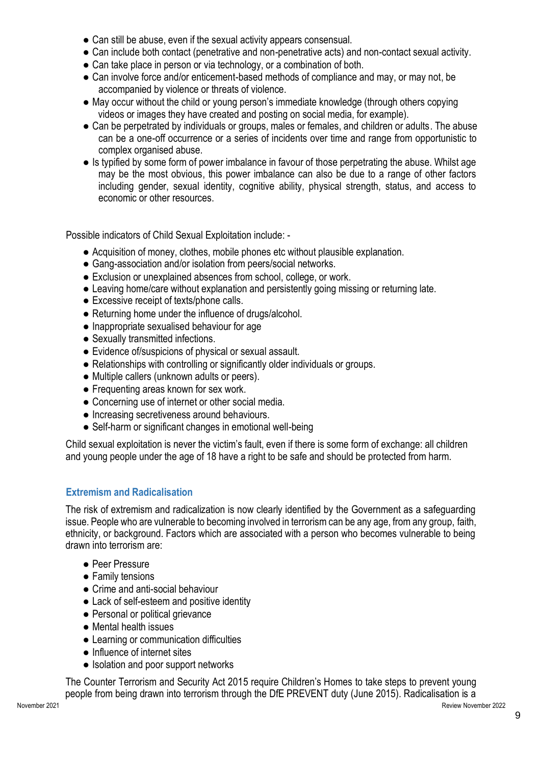- Can still be abuse, even if the sexual activity appears consensual.
- Can include both contact (penetrative and non-penetrative acts) and non-contact sexual activity.
- Can take place in person or via technology, or a combination of both.
- Can involve force and/or enticement-based methods of compliance and may, or may not, be accompanied by violence or threats of violence.
- May occur without the child or young person's immediate knowledge (through others copying videos or images they have created and posting on social media, for example).
- Can be perpetrated by individuals or groups, males or females, and children or adults. The abuse can be a one-off occurrence or a series of incidents over time and range from opportunistic to complex organised abuse.
- Is typified by some form of power imbalance in favour of those perpetrating the abuse. Whilst age may be the most obvious, this power imbalance can also be due to a range of other factors including gender, sexual identity, cognitive ability, physical strength, status, and access to economic or other resources.

Possible indicators of Child Sexual Exploitation include: -

- Acquisition of money, clothes, mobile phones etc without plausible explanation.
- Gang-association and/or isolation from peers/social networks.
- Exclusion or unexplained absences from school, college, or work.
- Leaving home/care without explanation and persistently going missing or returning late.
- Excessive receipt of texts/phone calls.
- Returning home under the influence of drugs/alcohol.
- Inappropriate sexualised behaviour for age
- Sexually transmitted infections.
- Evidence of/suspicions of physical or sexual assault.
- Relationships with controlling or significantly older individuals or groups.
- Multiple callers (unknown adults or peers).
- Frequenting areas known for sex work.
- Concerning use of internet or other social media.
- Increasing secretiveness around behaviours.
- Self-harm or significant changes in emotional well-being

Child sexual exploitation is never the victim's fault, even if there is some form of exchange: all children and young people under the age of 18 have a right to be safe and should be protected from harm.

## Extremism and Radicalisation

The risk of extremism and radicalization is now clearly identified by the Government as a safeguarding issue. People who are vulnerable to becoming involved in terrorism can be any age, from any group, faith, ethnicity, or background. Factors which are associated with a person who becomes vulnerable to being drawn into terrorism are:

- Peer Pressure
- Family tensions
- Crime and anti-social behaviour
- Lack of self-esteem and positive identity
- Personal or political grievance
- Mental health issues
- Learning or communication difficulties
- Influence of internet sites
- Isolation and poor support networks

The Counter Terrorism and Security Act 2015 require Children's Homes to take steps to prevent young people from being drawn into terrorism through the DfE PREVENT duty (June 2015). Radicalisation is a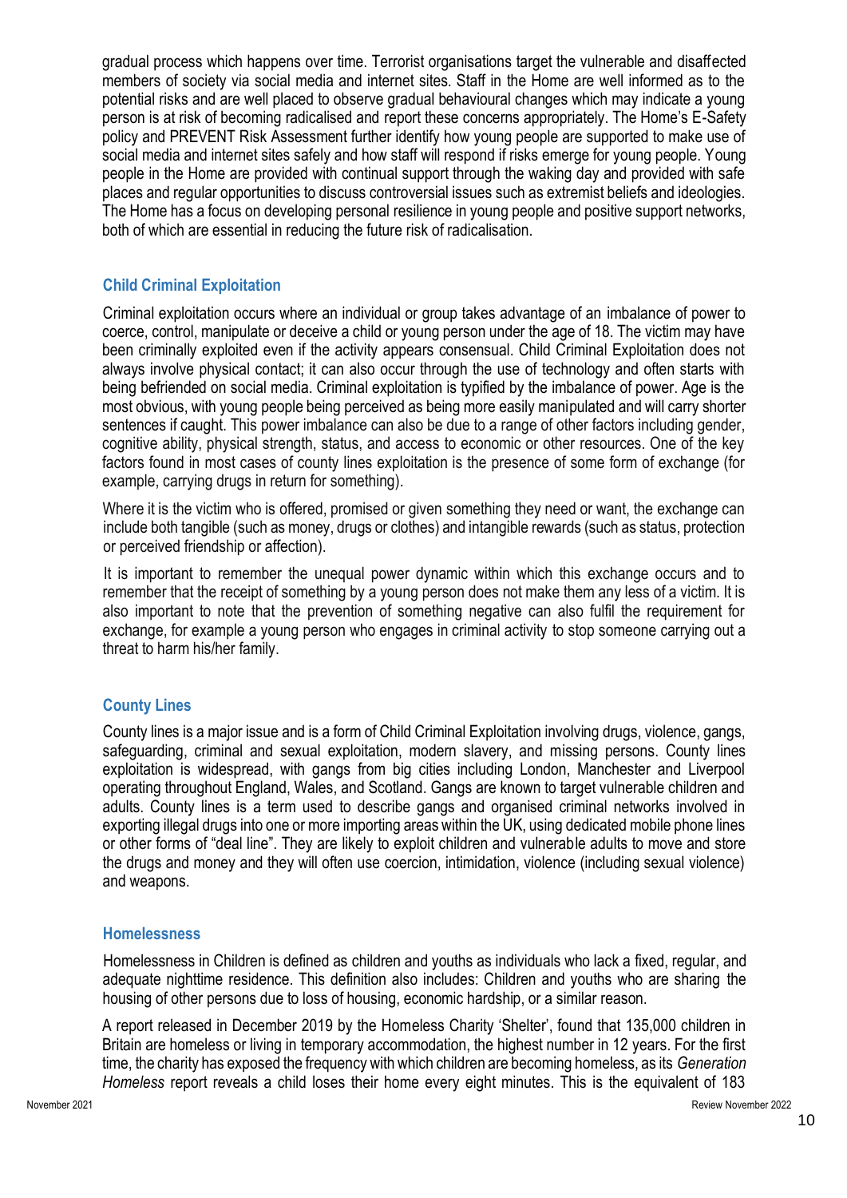gradual process which happens over time. Terrorist organisations target the vulnerable and disaffected members of society via social media and internet sites. Staff in the Home are well informed as to the potential risks and are well placed to observe gradual behavioural changes which may indicate a young person is at risk of becoming radicalised and report these concerns appropriately. The Home's E-Safety policy and PREVENT Risk Assessment further identify how young people are supported to make use of social media and internet sites safely and how staff will respond if risks emerge for young people. Young people in the Home are provided with continual support through the waking day and provided with safe places and regular opportunities to discuss controversial issues such as extremist beliefs and ideologies. The Home has a focus on developing personal resilience in young people and positive support networks, both of which are essential in reducing the future risk of radicalisation.

### Child Criminal Exploitation

Criminal exploitation occurs where an individual or group takes advantage of an imbalance of power to coerce, control, manipulate or deceive a child or young person under the age of 18. The victim may have been criminally exploited even if the activity appears consensual. Child Criminal Exploitation does not always involve physical contact; it can also occur through the use of technology and often starts with being befriended on social media. Criminal exploitation is typified by the imbalance of power. Age is the most obvious, with young people being perceived as being more easily manipulated and will carry shorter sentences if caught. This power imbalance can also be due to a range of other factors including gender, cognitive ability, physical strength, status, and access to economic or other resources. One of the key factors found in most cases of county lines exploitation is the presence of some form of exchange (for example, carrying drugs in return for something).

Where it is the victim who is offered, promised or given something they need or want, the exchange can include both tangible (such as money, drugs or clothes) and intangible rewards (such as status, protection or perceived friendship or affection).

It is important to remember the unequal power dynamic within which this exchange occurs and to remember that the receipt of something by a young person does not make them any less of a victim. It is also important to note that the prevention of something negative can also fulfil the requirement for exchange, for example a young person who engages in criminal activity to stop someone carrying out a threat to harm his/her family.

### County Lines

County lines is a major issue and is a form of Child Criminal Exploitation involving drugs, violence, gangs, safeguarding, criminal and sexual exploitation, modern slavery, and missing persons. County lines exploitation is widespread, with gangs from big cities including London, Manchester and Liverpool operating throughout England, Wales, and Scotland. Gangs are known to target vulnerable children and adults. County lines is a term used to describe gangs and organised criminal networks involved in exporting illegal drugs into one or more importing areas within the UK, using dedicated mobile phone lines or other forms of "deal line". They are likely to exploit children and vulnerable adults to move and store the drugs and money and they will often use coercion, intimidation, violence (including sexual violence) and weapons.

### Homelessness

Homelessness in Children is defined as children and youths as individuals who lack a fixed, regular, and adequate nighttime residence. This definition also includes: Children and youths who are sharing the housing of other persons due to loss of housing, economic hardship, or a similar reason.

A report released in December 2019 by the Homeless Charity 'Shelter', found that 135,000 children in Britain are homeless or living in temporary accommodation, the highest number in 12 years. For the first time, the charity has exposed the frequency with which children are becoming homeless, as its *Generation Homeless* report reveals a child loses their home every eight minutes. This is the equivalent of 183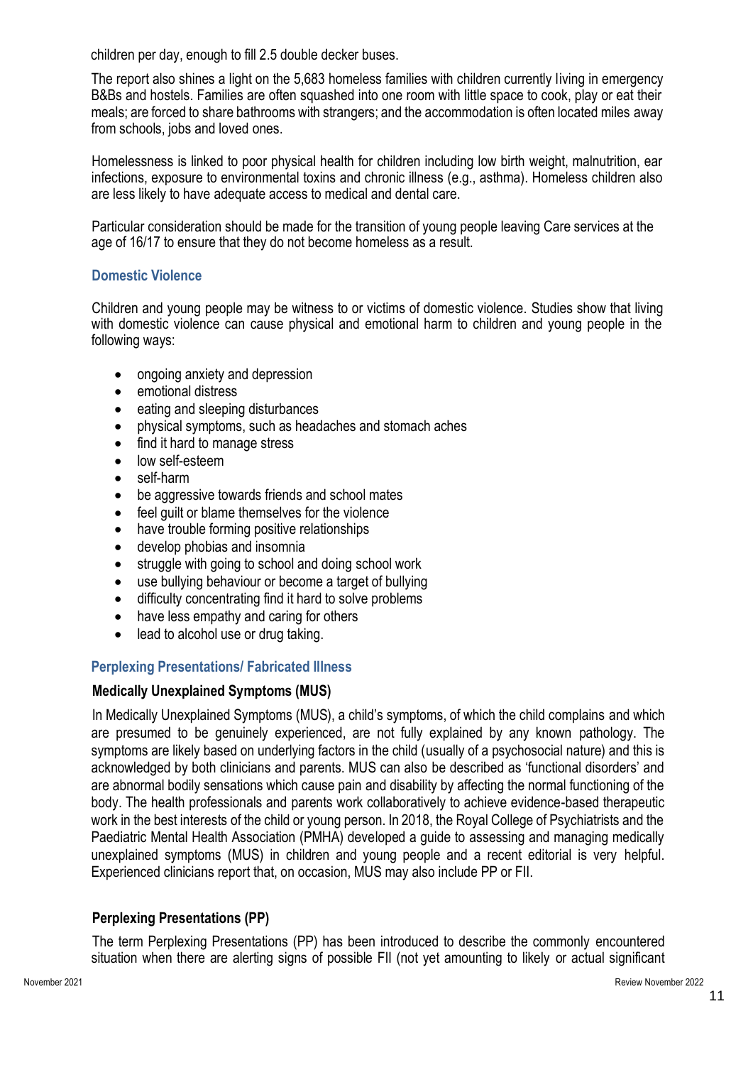children per day, enough to fill 2.5 double decker buses.

The report also shines a light on the 5,683 homeless families with children currently living in emergency B&Bs and hostels. Families are often squashed into one room with little space to cook, play or eat their meals; are forced to share bathrooms with strangers; and the accommodation is often located miles away from schools, jobs and loved ones.

Homelessness is linked to poor physical health for children including low birth weight, malnutrition, ear infections, exposure to environmental toxins and chronic illness (e.g., asthma). Homeless children also are less likely to have adequate access to medical and dental care.

Particular consideration should be made for the transition of young people leaving Care services at the age of 16/17 to ensure that they do not become homeless as a result.

### Domestic Violence

Children and young people may be witness to or victims of domestic violence. Studies show that living with domestic violence can cause physical and emotional harm to children and young people in the following ways:

- ongoing anxiety and depression
- emotional distress
- eating and sleeping disturbances
- physical symptoms, such as headaches and stomach aches
- find it hard to manage stress
- low self-esteem
- self-harm
- be aggressive towards friends and school mates
- feel guilt or blame themselves for the violence
- have trouble forming positive relationships
- develop phobias and insomnia
- struggle with going to school and doing school work
- use bullying behaviour or become a target of bullying
- difficulty concentrating find it hard to solve problems
- have less empathy and caring for others
- lead to alcohol use or drug taking.

### Perplexing Presentations/ Fabricated Illness

#### Medically Unexplained Symptoms (MUS)

In Medically Unexplained Symptoms (MUS), a child's symptoms, of which the child complains and which are presumed to be genuinely experienced, are not fully explained by any known pathology. The symptoms are likely based on underlying factors in the child (usually of a psychosocial nature) and this is acknowledged by both clinicians and parents. MUS can also be described as 'functional disorders' and are abnormal bodily sensations which cause pain and disability by affecting the normal functioning of the body. The health professionals and parents work collaboratively to achieve evidence-based therapeutic work in the best interests of the child or young person. In 2018, the Royal College of Psychiatrists and the Paediatric Mental Health Association (PMHA) developed a guide to assessing and managing medically unexplained symptoms (MUS) in children and young people and a recent editorial is very helpful. Experienced clinicians report that, on occasion, MUS may also include PP or FII.

#### Perplexing Presentations (PP)

The term Perplexing Presentations (PP) has been introduced to describe the commonly encountered situation when there are alerting signs of possible FII (not yet amounting to likely or actual significant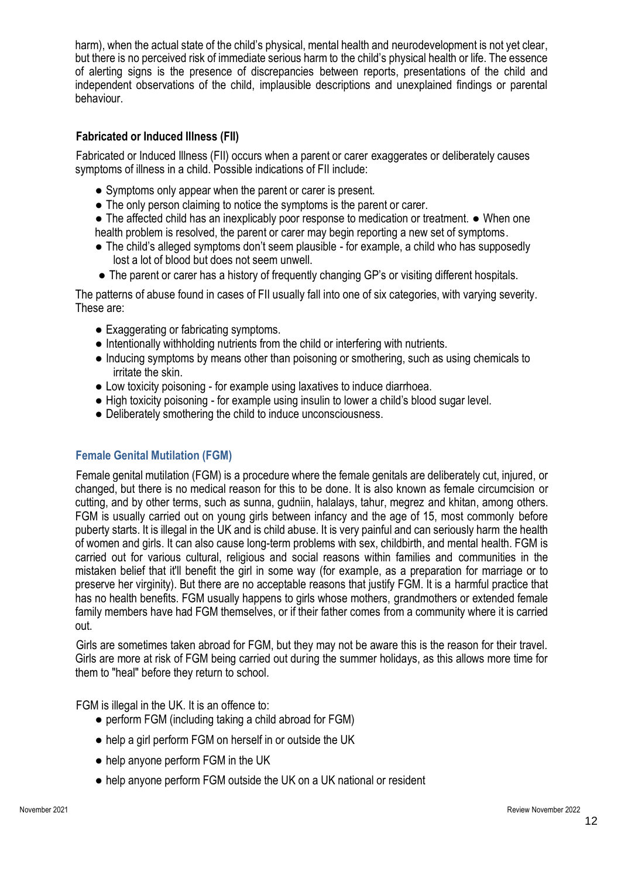harm), when the actual state of the child's physical, mental health and neurodevelopment is not yet clear, but there is no perceived risk of immediate serious harm to the child's physical health or life. The essence of alerting signs is the presence of discrepancies between reports, presentations of the child and independent observations of the child, implausible descriptions and unexplained findings or parental behaviour.

### Fabricated or Induced Illness (FII)

Fabricated or Induced Illness (FII) occurs when a parent or carer exaggerates or deliberately causes symptoms of illness in a child. Possible indications of FII include:

- Symptoms only appear when the parent or carer is present.
- The only person claiming to notice the symptoms is the parent or carer.
- The affected child has an inexplicably poor response to medication or treatment.
- When one health problem is resolved, the parent or carer may begin reporting a new set of symptoms.
- The child's alleged symptoms don't seem plausible - for example, a child who has supposedly lost a lot of blood but does not seem unwell.
- The parent or carer has a history of frequently changing GP's or visiting different hospitals.

The patterns of abuse found in cases of FII usually fall into one of six categories, with varying severity. These are:

- Exaggerating or fabricating symptoms.
- Intentionally withholding nutrients from the child or interfering with nutrients.
- Inducing symptoms by means other than poisoning or smothering, such as using chemicals to irritate the skin.
- Low toxicity poisoning - for example using laxatives to induce diarrhoea.
- High toxicity poisoning - for example using insulin to lower a child's blood sugar level.
- Deliberately smothering the child to induce unconsciousness.

### Female Genital Mutilation (FGM)

Female genital mutilation (FGM) is a procedure where the female genitals are deliberately cut, injured, or changed, but there is no medical reason for this to be done. It is also known as female circumcision or cutting, and by other terms, such as sunna, gudniin, halalays, tahur, megrez and khitan, among others. FGM is usually carried out on young girls between infancy and the age of 15, most commonly before puberty starts. It is illegal in the UK and is child abuse. It is very painful and can seriously harm the health of women and girls. It can also cause long-term problems with sex, childbirth, and mental health. FGM is carried out for various cultural, religious and social reasons within families and communities in the mistaken belief that it'll benefit the girl in some way (for example, as a preparation for marriage or to preserve her virginity). But there are no acceptable reasons that justify FGM. It is a harmful practice that has no health benefits. FGM usually happens to girls whose mothers, grandmothers or extended female family members have had FGM themselves, or if their father comes from a community where it is carried out.

Girls are sometimes taken abroad for FGM, but they may not be aware this is the reason for their travel. Girls are more at risk of FGM being carried out during the summer holidays, as this allows more time for them to "heal" before they return to school.

FGM is illegal in the UK. It is an offence to:

- perform FGM (including taking a child abroad for FGM)
- help a girl perform FGM on herself in or outside the UK
- help anyone perform FGM in the UK
- help anyone perform FGM outside the UK on a UK national or resident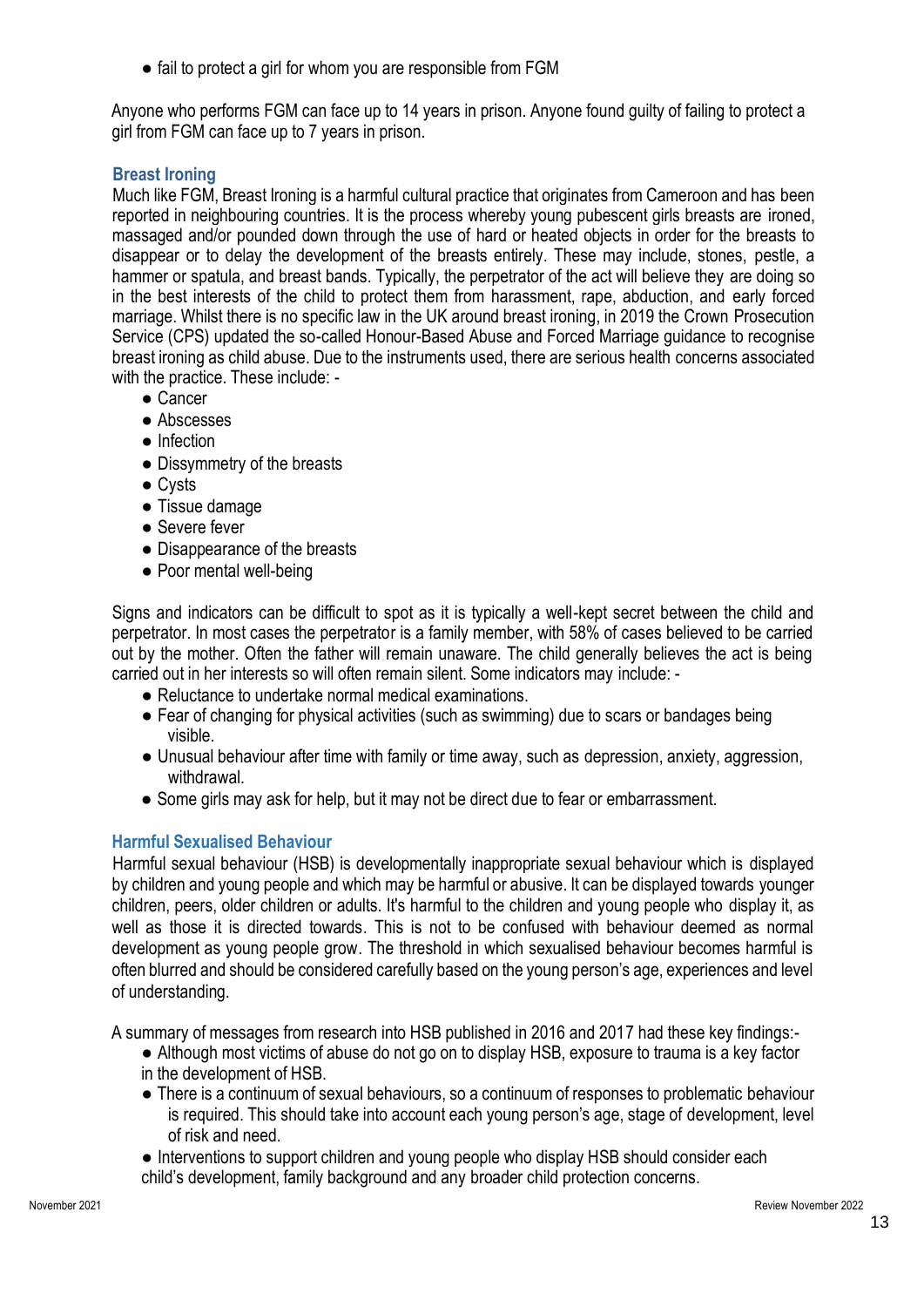- fail to protect a girl for whom you are responsible from FGM

Anyone who performs FGM can face up to 14 years in prison. Anyone found guilty of failing to protect a girl from FGM can face up to 7 years in prison.

### Breast Ironing

Much like FGM, Breast Ironing is a harmful cultural practice that originates from Cameroon and has been reported in neighbouring countries. It is the process whereby young pubescent girls breasts are ironed, massaged and/or pounded down through the use of hard or heated objects in order for the breasts to disappear or to delay the development of the breasts entirely. These may include, stones, pestle, a hammer or spatula, and breast bands. Typically, the perpetrator of the act will believe they are doing so in the best interests of the child to protect them from harassment, rape, abduction, and early forced marriage. Whilst there is no specific law in the UK around breast ironing, in 2019 the Crown Prosecution Service (CPS) updated the so-called Honour-Based Abuse and Forced Marriage guidance to recognise breast ironing as child abuse. Due to the instruments used, there are serious health concerns associated with the practice. These include: -

- Cancer
- Abscesses
- Infection
- Dissymmetry of the breasts
- Cysts
- Tissue damage
- Severe fever
- Disappearance of the breasts
- Poor mental well-being

Signs and indicators can be difficult to spot as it is typically a well-kept secret between the child and perpetrator. In most cases the perpetrator is a family member, with 58% of cases believed to be carried out by the mother. Often the father will remain unaware. The child generally believes the act is being carried out in her interests so will often remain silent. Some indicators may include: -

- Reluctance to undertake normal medical examinations.
- Fear of changing for physical activities (such as swimming) due to scars or bandages being visible.
- Unusual behaviour after time with family or time away, such as depression, anxiety, aggression, withdrawal.
- Some girls may ask for help, but it may not be direct due to fear or embarrassment.

### Harmful Sexualised Behaviour

Harmful sexual behaviour (HSB) is developmentally inappropriate sexual behaviour which is displayed by children and young people and which may be harmful or abusive. It can be displayed towards younger children, peers, older children or adults. It's harmful to the children and young people who display it, as well as those it is directed towards. This is not to be confused with behaviour deemed as normal development as young people grow. The threshold in which sexualised behaviour becomes harmful is often blurred and should be considered carefully based on the young person's age, experiences and level of understanding.

A summary of messages from research into HSB published in 2016 and 2017 had these key findings:-

- Although most victims of abuse do not go on to display HSB, exposure to trauma is a key factor in the development of HSB.
- There is a continuum of sexual behaviours, so a continuum of responses to problematic behaviour is required. This should take into account each young person's age, stage of development, level of risk and need.
- Interventions to support children and young people who display HSB should consider each child's development, family background and any broader child protection concerns.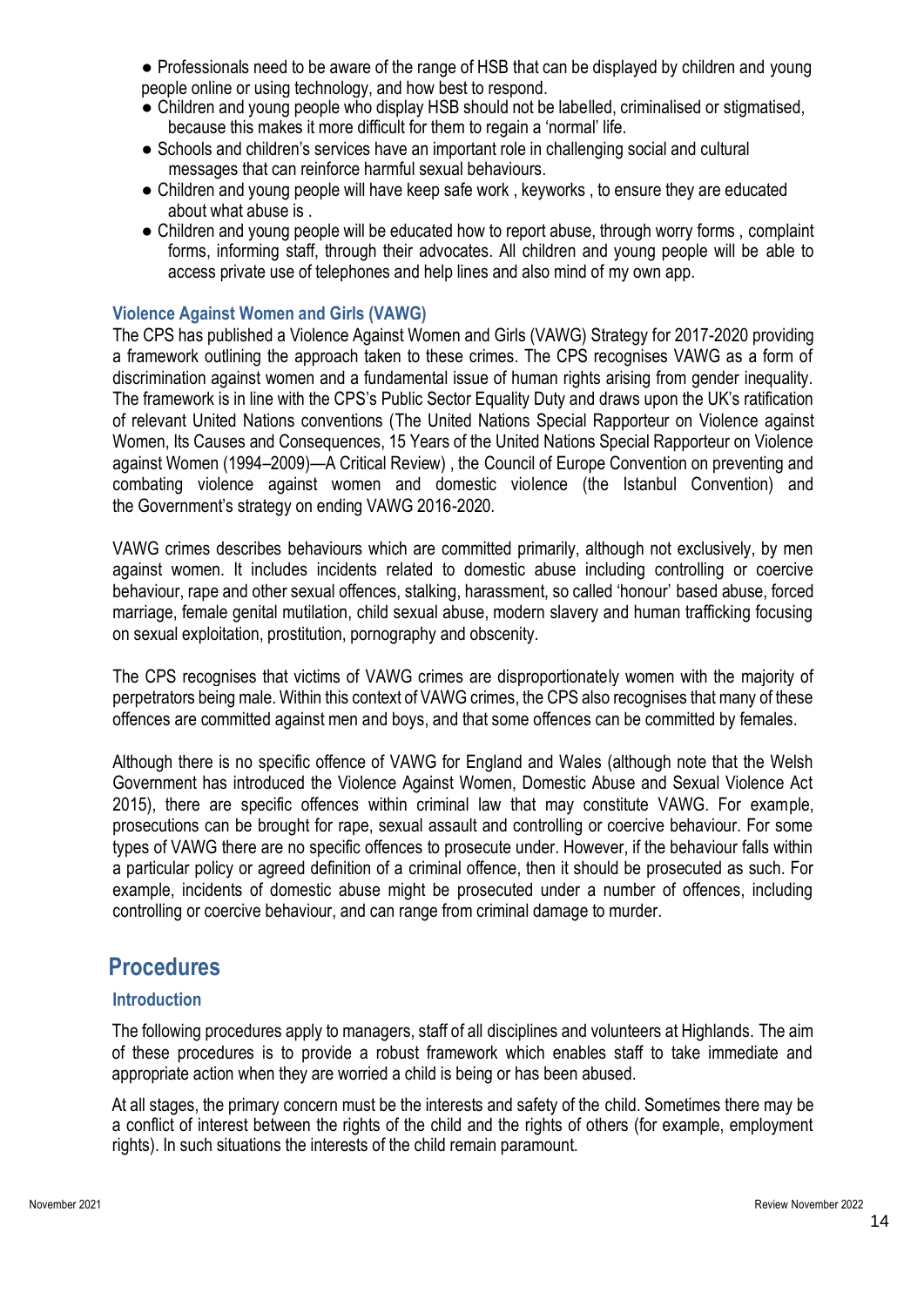- Professionals need to be aware of the range of HSB that can be displayed by children and young people online or using technology, and how best to respond.
- Children and young people who display HSB should not be labelled, criminalised or stigmatised, because this makes it more difficult for them to regain a 'normal' life.
- Schools and children's services have an important role in challenging social and cultural messages that can reinforce harmful sexual behaviours.
- Children and young people will have keep safe work , keyworks , to ensure they are educated about what abuse is .
- Children and young people will be educated how to report abuse, through worry forms , complaint forms, informing staff, through their advocates. All children and young people will be able to access private use of telephones and help lines and also mind of my own app.

### Violence Against Women and Girls (VAWG)

The CPS has published a Violence Against Women and Girls (VAWG) Strategy for 2017-2020 providing a framework outlining the approach taken to these crimes. The CPS recognises VAWG as a form of discrimination against women and a fundamental issue of human rights arising from gender inequality. The framework is in line with the CPS's Public Sector Equality Duty and draws upon the UK's ratification of relevant United Nations conventions (The United Nations Special Rapporteur on Violence against Women, Its Causes and Consequences, 15 Years of the United Nations Special Rapporteur on Violence against Women (1994–2009)—A Critical Review) , the Council of Europe Convention on preventing and combating violence against women and domestic violence (the Istanbul Convention) and the Government's strategy on ending VAWG 2016-2020.

VAWG crimes describes behaviours which are committed primarily, although not exclusively, by men against women. It includes incidents related to domestic abuse including controlling or coercive behaviour, rape and other sexual offences, stalking, harassment, so called 'honour' based abuse, forced marriage, female genital mutilation, child sexual abuse, modern slavery and human trafficking focusing on sexual exploitation, prostitution, pornography and obscenity.

The CPS recognises that victims of VAWG crimes are disproportionately women with the majority of perpetrators being male. Within this context of VAWG crimes, the CPS also recognises that many of these offences are committed against men and boys, and that some offences can be committed by females.

Although there is no specific offence of VAWG for England and Wales (although note that the Welsh Government has introduced the Violence Against Women, Domestic Abuse and Sexual Violence Act 2015), there are specific offences within criminal law that may constitute VAWG. For example, prosecutions can be brought for rape, sexual assault and controlling or coercive behaviour. For some types of VAWG there are no specific offences to prosecute under. However, if the behaviour falls within a particular policy or agreed definition of a criminal offence, then it should be prosecuted as such. For example, incidents of domestic abuse might be prosecuted under a number of offences, including controlling or coercive behaviour, and can range from criminal damage to murder.

## Procedures

### Introduction

The following procedures apply to managers, staff of all disciplines and volunteers at Highlands. The aim of these procedures is to provide a robust framework which enables staff to take immediate and appropriate action when they are worried a child is being or has been abused.

At all stages, the primary concern must be the interests and safety of the child. Sometimes there may be a conflict of interest between the rights of the child and the rights of others (for example, employment rights). In such situations the interests of the child remain paramount.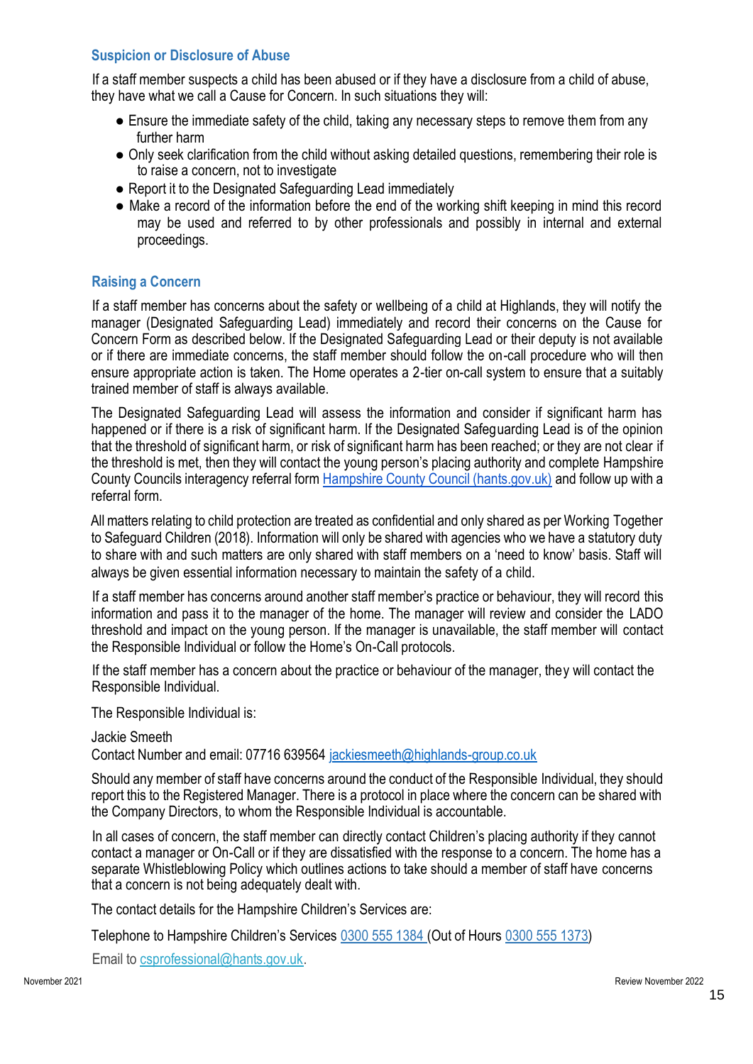## Suspicion or Disclosure of Abuse

If a staff member suspects a child has been abused or if they have a disclosure from a child of abuse, they have what we call a Cause for Concern. In such situations they will:

- Ensure the immediate safety of the child, taking any necessary steps to remove them from any further harm
- Only seek clarification from the child without asking detailed questions, remembering their role is to raise a concern, not to investigate
- Report it to the Designated Safeguarding Lead immediately
- Make a record of the information before the end of the working shift keeping in mind this record may be used and referred to by other professionals and possibly in internal and external proceedings.

## Raising a Concern

If a staff member has concerns about the safety or wellbeing of a child at Highlands, they will notify the manager (Designated Safeguarding Lead) immediately and record their concerns on the Cause for Concern Form as described below. If the Designated Safeguarding Lead or their deputy is not available or if there are immediate concerns, the staff member should follow the on-call procedure who will then ensure appropriate action is taken. The Home operates a 2-tier on-call system to ensure that a suitably trained member of staff is always available.

The Designated Safeguarding Lead will assess the information and consider if significant harm has happened or if there is a risk of significant harm. If the Designated Safeguarding Lead is of the opinion that the threshold of significant harm, or risk of significant harm has been reached; or they are not clear if the threshold is met, then they will contact the young person's placing authority and complete Hampshire County Councils interagency referral form Hampshire County Council (hants.gov.uk) and follow up with a referral form.

All matters relating to child protection are treated as confidential and only shared as per Working Together to Safeguard Children (2018). Information will only be shared with agencies who we have a statutory duty to share with and such matters are only shared with staff members on a 'need to know' basis. Staff will always be given essential information necessary to maintain the safety of a child.

If a staff member has concerns around another staff member's practice or behaviour, they will record this information and pass it to the manager of the home. The manager will review and consider the LADO threshold and impact on the young person. If the manager is unavailable, the staff member will contact the Responsible Individual or follow the Home's On-Call protocols.

If the staff member has a concern about the practice or behaviour of the manager, they will contact the Responsible Individual.

The Responsible Individual is:

Jackie Smeeth
Contact Number and email: 07716 639564 jackiesmeeth@highlands-group.co.uk

Should any member of staff have concerns around the conduct of the Responsible Individual, they should report this to the Registered Manager. There is a protocol in place where the concern can be shared with the Company Directors, to whom the Responsible Individual is accountable.

In all cases of concern, the staff member can directly contact Children's placing authority if they cannot contact a manager or On-Call or if they are dissatisfied with the response to a concern. The home has a separate Whistleblowing Policy which outlines actions to take should a member of staff have concerns that a concern is not being adequately dealt with.

The contact details for the Hampshire Children's Services are:

Telephone to Hampshire Children's Services 0300 555 1384 (Out of Hours 0300 555 1373)

Email to csprofessional@hants.gov.uk.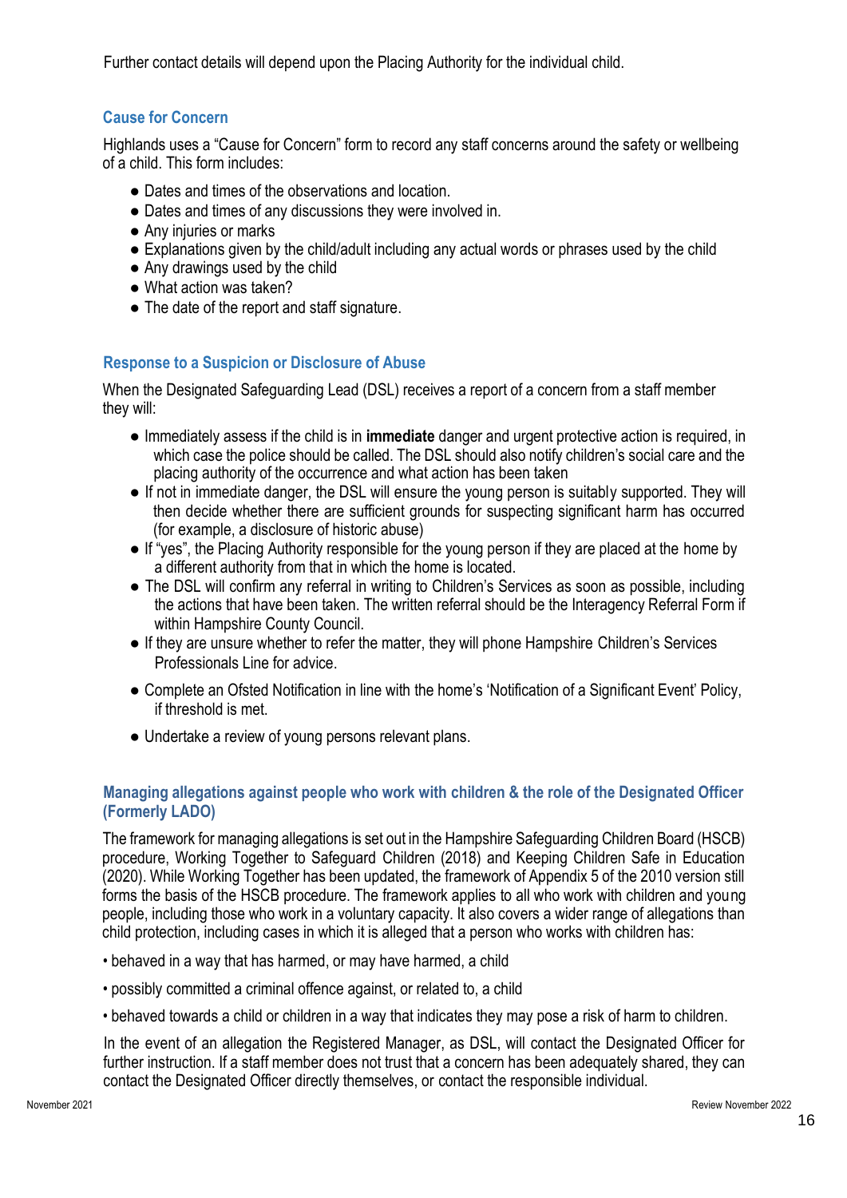Further contact details will depend upon the Placing Authority for the individual child.

### Cause for Concern

Highlands uses a "Cause for Concern" form to record any staff concerns around the safety or wellbeing of a child. This form includes:

- Dates and times of the observations and location.
- Dates and times of any discussions they were involved in.
- Any injuries or marks
- Explanations given by the child/adult including any actual words or phrases used by the child
- Any drawings used by the child
- What action was taken?
- The date of the report and staff signature.

### Response to a Suspicion or Disclosure of Abuse

When the Designated Safeguarding Lead (DSL) receives a report of a concern from a staff member they will:

- Immediately assess if the child is in **immediate** danger and urgent protective action is required, in which case the police should be called. The DSL should also notify children's social care and the placing authority of the occurrence and what action has been taken
- If not in immediate danger, the DSL will ensure the young person is suitably supported. They will then decide whether there are sufficient grounds for suspecting significant harm has occurred (for example, a disclosure of historic abuse)
- If "yes", the Placing Authority responsible for the young person if they are placed at the home by a different authority from that in which the home is located.
- The DSL will confirm any referral in writing to Children's Services as soon as possible, including the actions that have been taken. The written referral should be the Interagency Referral Form if within Hampshire County Council.
- If they are unsure whether to refer the matter, they will phone Hampshire Children's Services Professionals Line for advice.
- Complete an Ofsted Notification in line with the home's 'Notification of a Significant Event' Policy, if threshold is met.
- Undertake a review of young persons relevant plans.

### Managing allegations against people who work with children & the role of the Designated Officer (Formerly LADO)

The framework for managing allegations is set out in the Hampshire Safeguarding Children Board (HSCB) procedure, Working Together to Safeguard Children (2018) and Keeping Children Safe in Education (2020). While Working Together has been updated, the framework of Appendix 5 of the 2010 version still forms the basis of the HSCB procedure. The framework applies to all who work with children and young people, including those who work in a voluntary capacity. It also covers a wider range of allegations than child protection, including cases in which it is alleged that a person who works with children has:

- behaved in a way that has harmed, or may have harmed, a child
- possibly committed a criminal offence against, or related to, a child
- behaved towards a child or children in a way that indicates they may pose a risk of harm to children.

In the event of an allegation the Registered Manager, as DSL, will contact the Designated Officer for further instruction. If a staff member does not trust that a concern has been adequately shared, they can contact the Designated Officer directly themselves, or contact the responsible individual.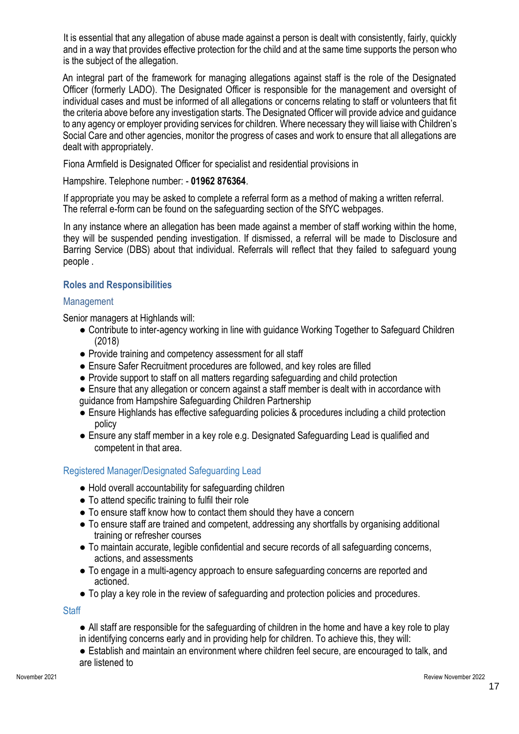It is essential that any allegation of abuse made against a person is dealt with consistently, fairly, quickly and in a way that provides effective protection for the child and at the same time supports the person who is the subject of the allegation.

An integral part of the framework for managing allegations against staff is the role of the Designated Officer (formerly LADO). The Designated Officer is responsible for the management and oversight of individual cases and must be informed of all allegations or concerns relating to staff or volunteers that fit the criteria above before any investigation starts. The Designated Officer will provide advice and guidance to any agency or employer providing services for children. Where necessary they will liaise with Children's Social Care and other agencies, monitor the progress of cases and work to ensure that all allegations are dealt with appropriately.

Fiona Armfield is Designated Officer for specialist and residential provisions in

Hampshire. Telephone number: - **01962 876364**.

If appropriate you may be asked to complete a referral form as a method of making a written referral. The referral e-form can be found on the safeguarding section of the SfYC webpages.

In any instance where an allegation has been made against a member of staff working within the home, they will be suspended pending investigation. If dismissed, a referral will be made to Disclosure and Barring Service (DBS) about that individual. Referrals will reflect that they failed to safeguard young people .

## Roles and Responsibilities

### Management

Senior managers at Highlands will:

- Contribute to inter-agency working in line with guidance Working Together to Safeguard Children (2018)
- Provide training and competency assessment for all staff
- Ensure Safer Recruitment procedures are followed, and key roles are filled
- Provide support to staff on all matters regarding safeguarding and child protection
- Ensure that any allegation or concern against a staff member is dealt with in accordance with guidance from Hampshire Safeguarding Children Partnership
- Ensure Highlands has effective safeguarding policies & procedures including a child protection policy
- Ensure any staff member in a key role e.g. Designated Safeguarding Lead is qualified and competent in that area.

### Registered Manager/Designated Safeguarding Lead

- Hold overall accountability for safeguarding children
- To attend specific training to fulfil their role
- To ensure staff know how to contact them should they have a concern
- To ensure staff are trained and competent, addressing any shortfalls by organising additional training or refresher courses
- To maintain accurate, legible confidential and secure records of all safeguarding concerns, actions, and assessments
- To engage in a multi-agency approach to ensure safeguarding concerns are reported and actioned.
- To play a key role in the review of safeguarding and protection policies and procedures.

### Staff

- All staff are responsible for the safeguarding of children in the home and have a key role to play in identifying concerns early and in providing help for children. To achieve this, they will:
- Establish and maintain an environment where children feel secure, are encouraged to talk, and are listened to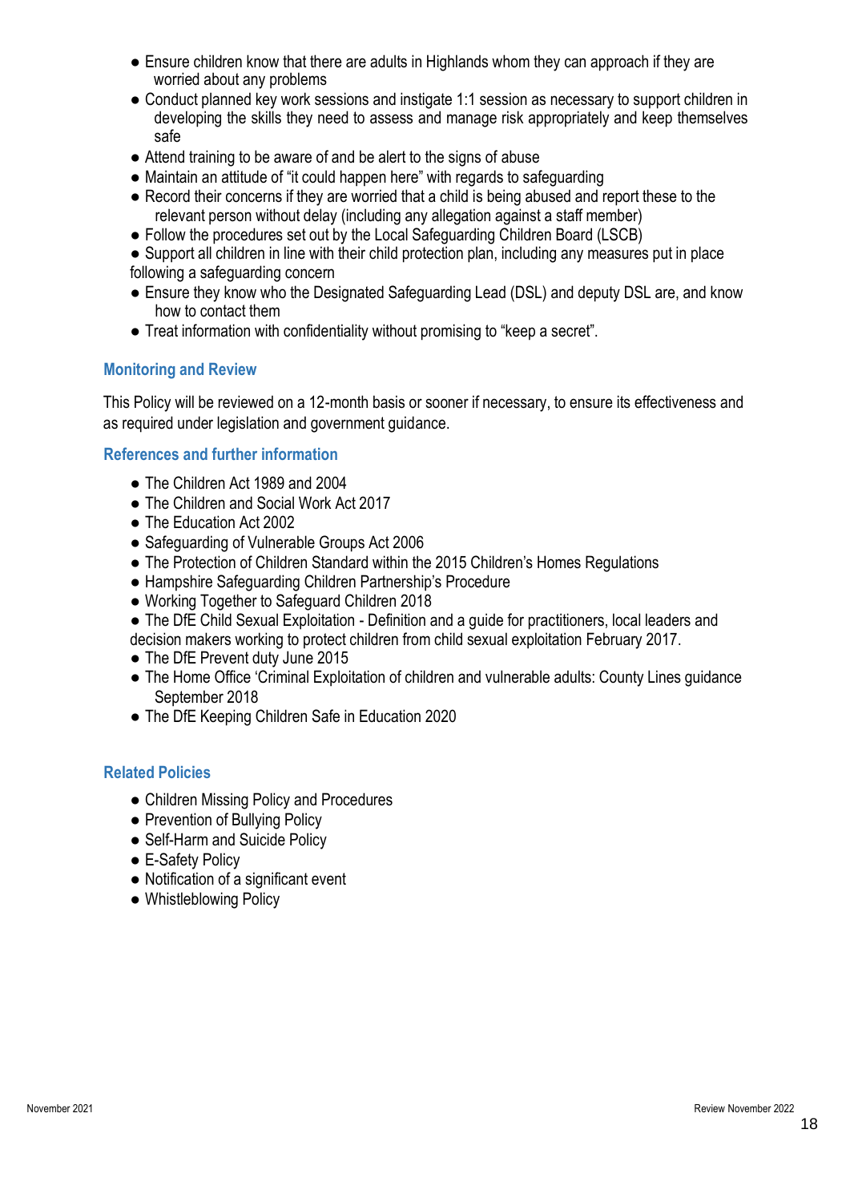- Ensure children know that there are adults in Highlands whom they can approach if they are worried about any problems
- Conduct planned key work sessions and instigate 1:1 session as necessary to support children in developing the skills they need to assess and manage risk appropriately and keep themselves safe
- Attend training to be aware of and be alert to the signs of abuse
- Maintain an attitude of "it could happen here" with regards to safeguarding
- Record their concerns if they are worried that a child is being abused and report these to the relevant person without delay (including any allegation against a staff member)
- Follow the procedures set out by the Local Safeguarding Children Board (LSCB)
- Support all children in line with their child protection plan, including any measures put in place following a safeguarding concern
- Ensure they know who the Designated Safeguarding Lead (DSL) and deputy DSL are, and know how to contact them
- Treat information with confidentiality without promising to "keep a secret".

### Monitoring and Review

This Policy will be reviewed on a 12-month basis or sooner if necessary, to ensure its effectiveness and as required under legislation and government guidance.

### References and further information

- The Children Act 1989 and 2004
- The Children and Social Work Act 2017
- The Education Act 2002
- Safeguarding of Vulnerable Groups Act 2006
- The Protection of Children Standard within the 2015 Children's Homes Regulations
- Hampshire Safeguarding Children Partnership's Procedure
- Working Together to Safeguard Children 2018
- The DfE Child Sexual Exploitation - Definition and a guide for practitioners, local leaders and decision makers working to protect children from child sexual exploitation February 2017.
- The DfE Prevent duty June 2015
- The Home Office 'Criminal Exploitation of children and vulnerable adults: County Lines guidance September 2018
- The DfE Keeping Children Safe in Education 2020

### Related Policies

- Children Missing Policy and Procedures
- Prevention of Bullying Policy
- Self-Harm and Suicide Policy
- E-Safety Policy
- Notification of a significant event
- Whistleblowing Policy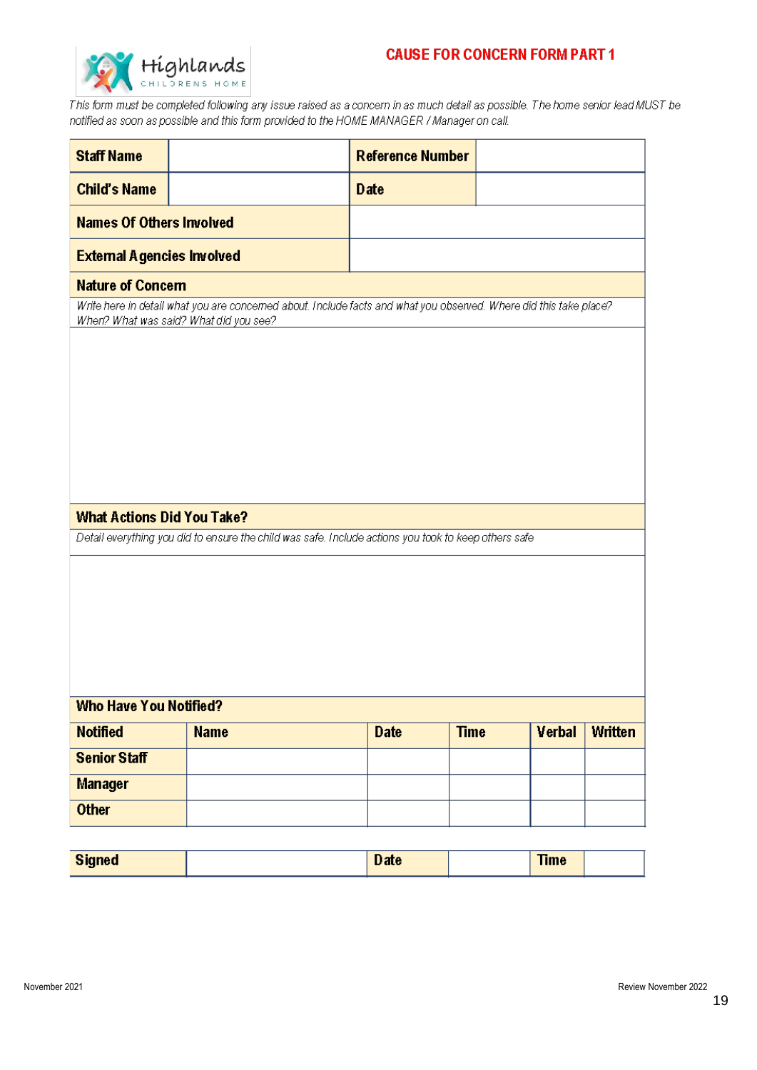Highlands CHILDRENS HOME

# CAUSE FOR CONCERN FORM PART 1

*This form must be completed following any issue raised as a concern in as much detail as possible. The home senior lead MUST be notified as soon as possible and this form provided to the HOME MANAGER / Manager on call.*

| **Staff Name** | | **Reference Number** | |
|---|---|---|---|
| **Child's Name** | | **Date** | |
| **Names Of Others Involved** | | | |
| **External Agencies Involved** | | | |

| **Nature of Concern** |
|---|
| *Write here in detail what you are concerned about. Include facts and what you observed. Where did this take place? When? What was said? What did you see?* |
| |

| **What Actions Did You Take?** |
|---|
| *Detail everything you did to ensure the child was safe. Include actions you took to keep others safe* |
| |

**Who Have You Notified?**

| **Notified** | **Name** | **Date** | **Time** | **Verbal** | **Written** |
|---|---|---|---|---|---|
| **Senior Staff** | | | | | |
| **Manager** | | | | | |
| **Other** | | | | | |

| **Signed** | | **Date** | | **Time** | |
|---|---|---|---|---|---|

November 2021 Review November 2022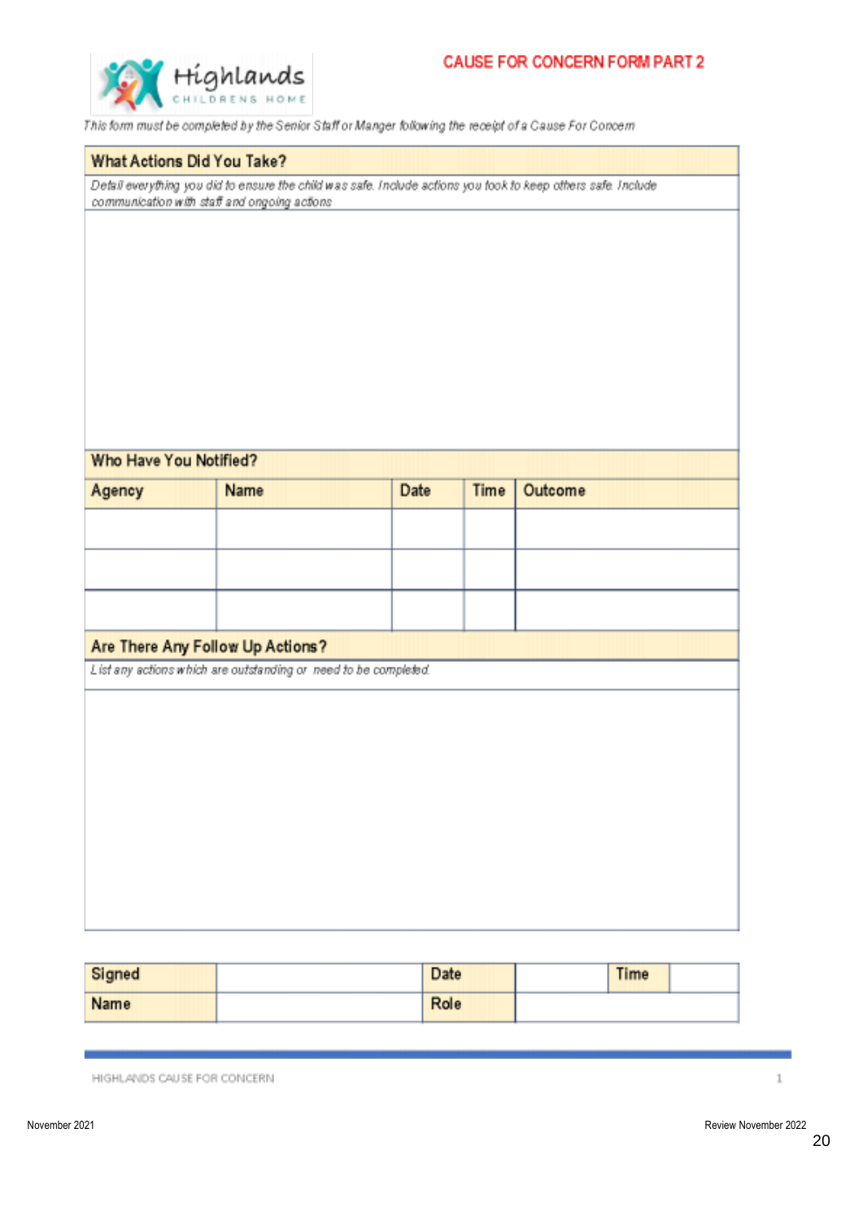Highlands Childrens Home

# CAUSE FOR CONCERN FORM PART 2

*This form must be completed by the Senior Staff or Manger following the receipt of a Cause For Concern*

## What Actions Did You Take?

*Detail everything you did to ensure the child was safe. Include actions you took to keep others safe. Include communication with staff and ongoing actions*

## Who Have You Notified?

| Agency | Name | Date | Time | Outcome |
|---|---|---|---|---|
| | | | | |
| | | | | |
| | | | | |

## Are There Any Follow Up Actions?

*List any actions which are outstanding or need to be completed.*

| Signed | | Date | | Time | |
|---|---|---|---|---|---|
| Name | | Role | | | |

HIGHLANDS CAUSE FOR CONCERN

November 2021

Review November 2022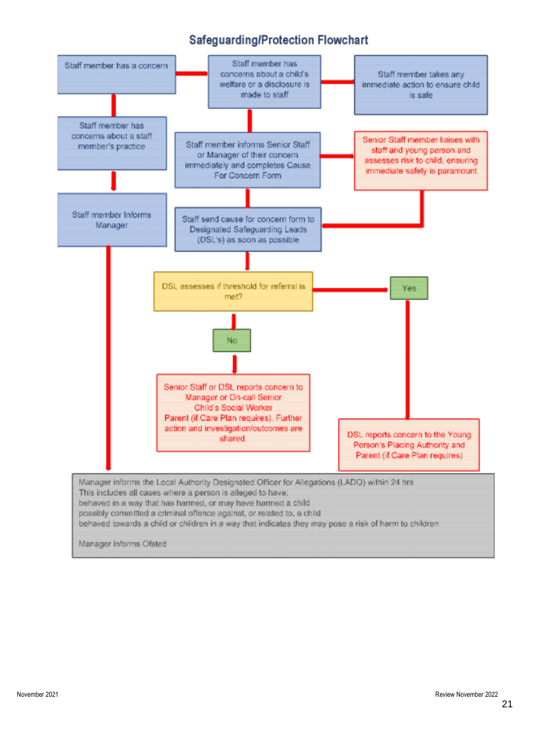## Safeguarding/Protection Flowchart

Staff member has a concern

Staff member has concerns about a child's welfare or a disclosure is made to staff

Staff member takes any immediate action to ensure child is safe

Staff member has concerns about a staff member's practice

Staff member informs Senior Staff or Manager of their concern immediately and completes Cause For Concern Form

Senior Staff member liaises with staff and young person and assesses risk to child, ensuring immediate safety is paramount

Staff member Informs Manager

Staff send cause for concern form to Designated Safeguarding Leads (DSL's) as soon as possible

DSL assesses if threshold for referral is met?

Yes

No

Senior Staff or DSL reports concern to Manager or On-call Senior Child's Social Worker Parent (if Care Plan requires). Further action and investigation/outcomes are shared.

DSL reports concern to the Young Person's Placing Authority and Parent (if Care Plan requires)

Manager informs the Local Authority Designated Officer for Allegations (LADO) within 24 hrs
This includes all cases where a person is alleged to have:
behaved in a way that has harmed, or may have harmed a child
possibly committed a criminal offence against, or related to, a child
behaved towards a child or children in a way that indicates they may pose a risk of harm to children

Manager informs Ofsted

November 2021 Review November 2022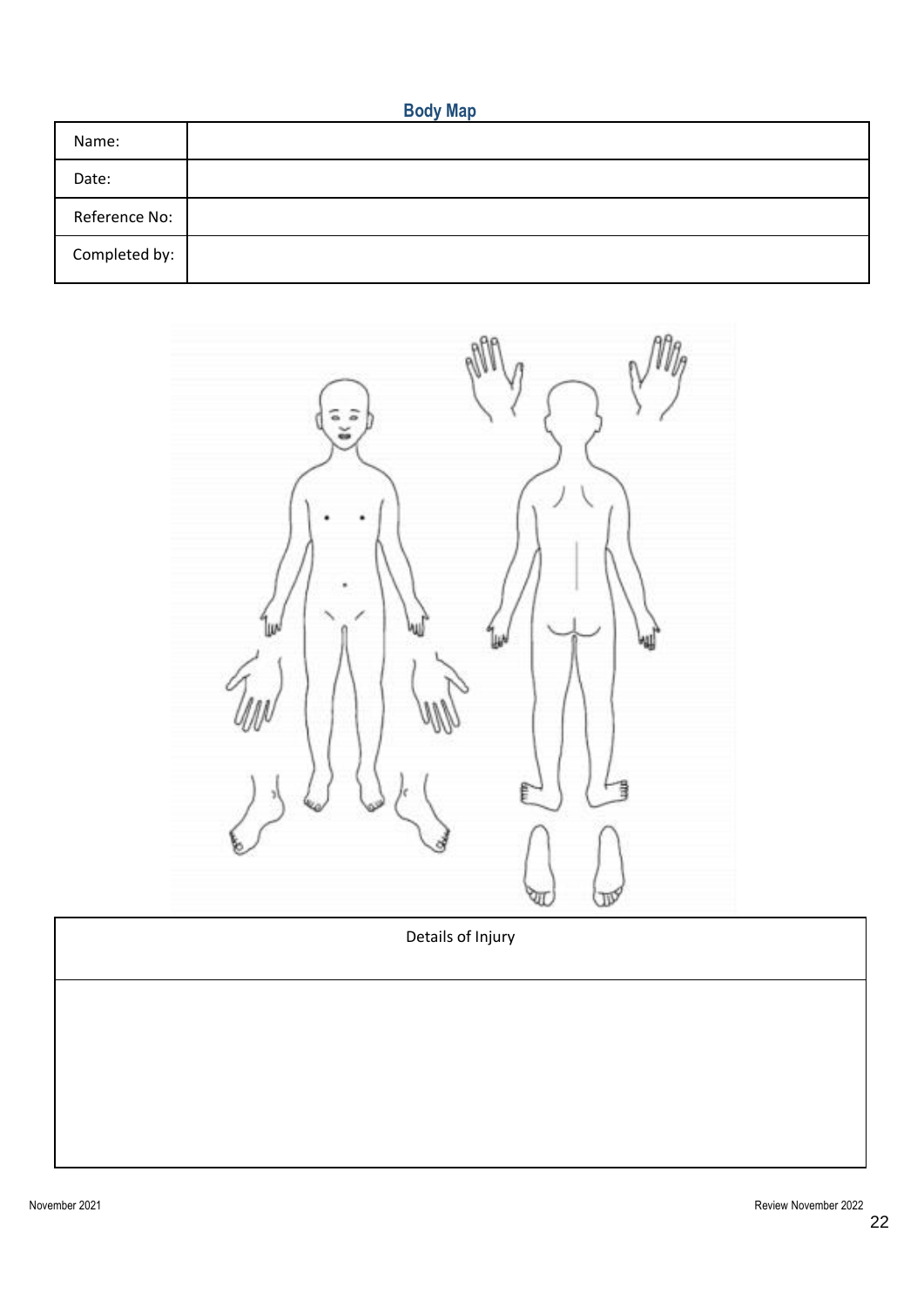## Body Map

| Name: | |
|---|---|
| Date: | |
| Reference No: | |
| Completed by: | |

| Details of Injury |
|---|
| |

November 2021

Review November 2022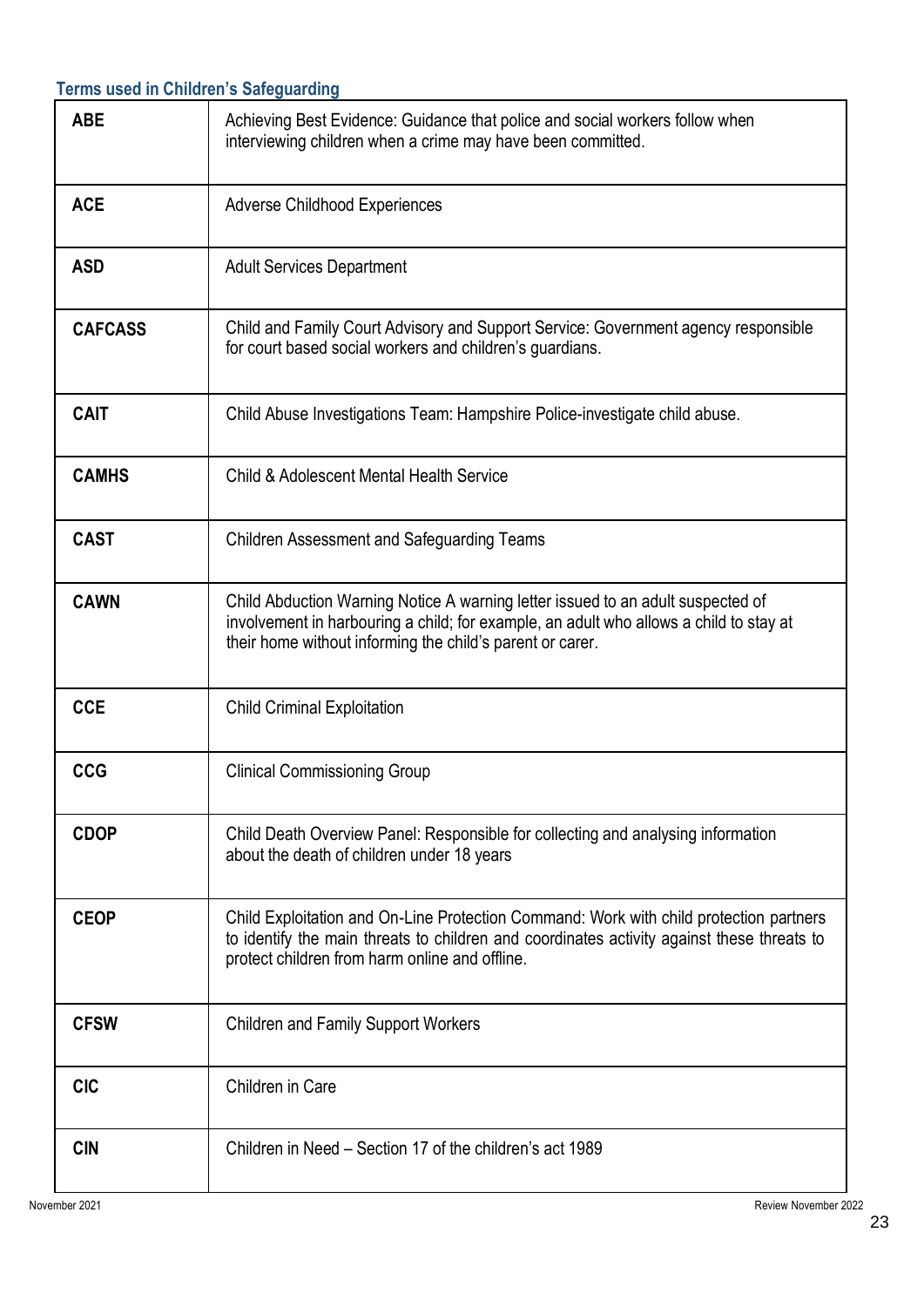### Terms used in Children's Safeguarding

| | |
|---|---|
| **ABE** | Achieving Best Evidence: Guidance that police and social workers follow when interviewing children when a crime may have been committed. |
| **ACE** | Adverse Childhood Experiences |
| **ASD** | Adult Services Department |
| **CAFCASS** | Child and Family Court Advisory and Support Service: Government agency responsible for court based social workers and children's guardians. |
| **CAIT** | Child Abuse Investigations Team: Hampshire Police-investigate child abuse. |
| **CAMHS** | Child & Adolescent Mental Health Service |
| **CAST** | Children Assessment and Safeguarding Teams |
| **CAWN** | Child Abduction Warning Notice A warning letter issued to an adult suspected of involvement in harbouring a child; for example, an adult who allows a child to stay at their home without informing the child's parent or carer. |
| **CCE** | Child Criminal Exploitation |
| **CCG** | Clinical Commissioning Group |
| **CDOP** | Child Death Overview Panel: Responsible for collecting and analysing information about the death of children under 18 years |
| **CEOP** | Child Exploitation and On-Line Protection Command: Work with child protection partners to identify the main threats to children and coordinates activity against these threats to protect children from harm online and offline. |
| **CFSW** | Children and Family Support Workers |
| **CIC** | Children in Care |
| **CIN** | Children in Need – Section 17 of the children's act 1989 |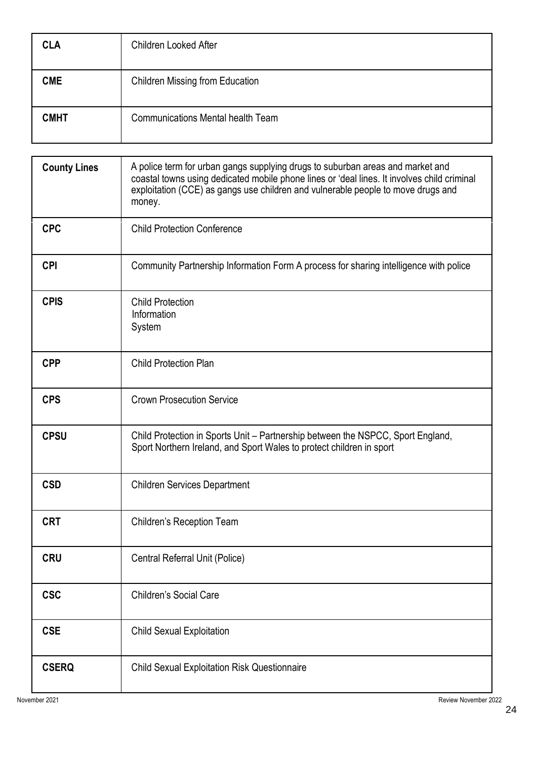| | |
|---|---|
| **CLA** | Children Looked After |
| **CME** | Children Missing from Education |
| **CMHT** | Communications Mental health Team |
| **County Lines** | A police term for urban gangs supplying drugs to suburban areas and market and coastal towns using dedicated mobile phone lines or 'deal lines. It involves child criminal exploitation (CCE) as gangs use children and vulnerable people to move drugs and money. |
| **CPC** | Child Protection Conference |
| **CPI** | Community Partnership Information Form A process for sharing intelligence with police |
| **CPIS** | Child Protection Information System |
| **CPP** | Child Protection Plan |
| **CPS** | Crown Prosecution Service |
| **CPSU** | Child Protection in Sports Unit – Partnership between the NSPCC, Sport England, Sport Northern Ireland, and Sport Wales to protect children in sport |
| **CSD** | Children Services Department |
| **CRT** | Children's Reception Team |
| **CRU** | Central Referral Unit (Police) |
| **CSC** | Children's Social Care |
| **CSE** | Child Sexual Exploitation |
| **CSERQ** | Child Sexual Exploitation Risk Questionnaire |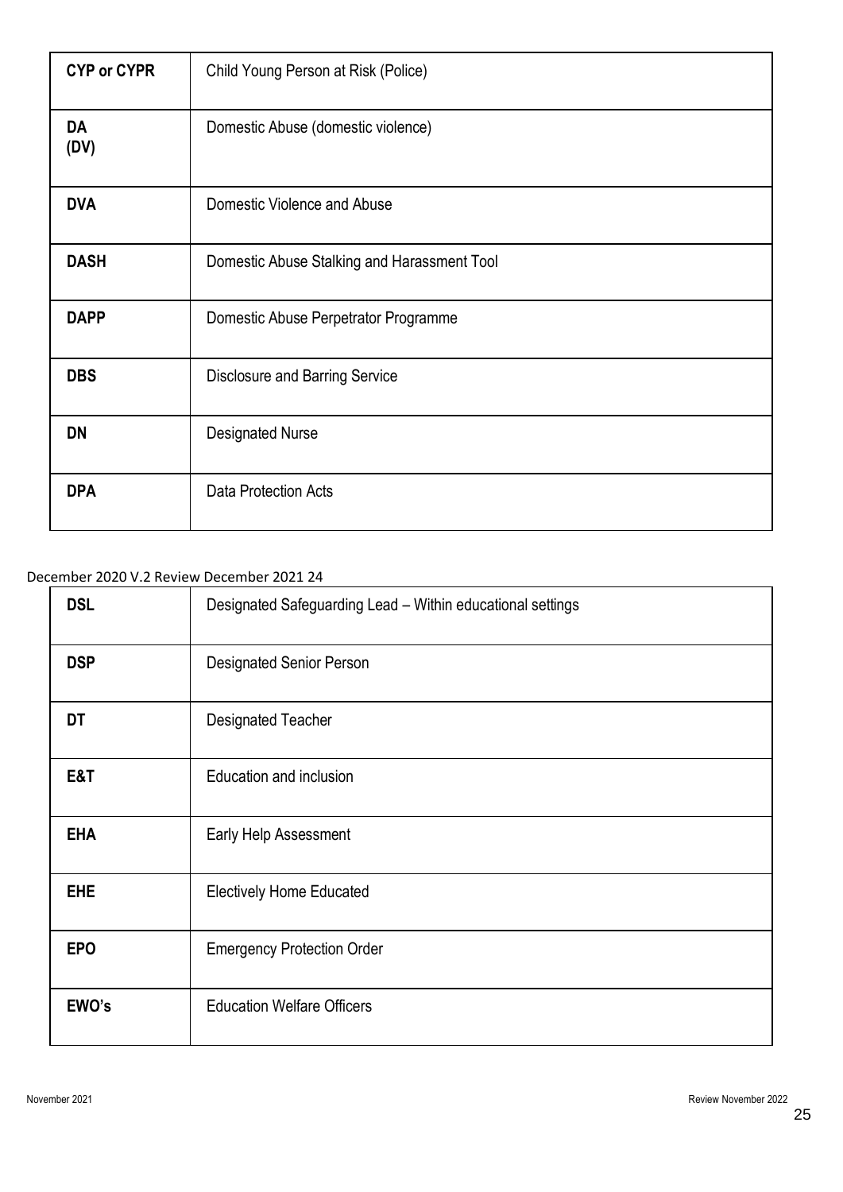| | |
|---|---|
| **CYP or CYPR** | Child Young Person at Risk (Police) |
| **DA (DV)** | Domestic Abuse (domestic violence) |
| **DVA** | Domestic Violence and Abuse |
| **DASH** | Domestic Abuse Stalking and Harassment Tool |
| **DAPP** | Domestic Abuse Perpetrator Programme |
| **DBS** | Disclosure and Barring Service |
| **DN** | Designated Nurse |
| **DPA** | Data Protection Acts |

December 2020 V.2 Review December 2021 24

| | |
|---|---|
| **DSL** | Designated Safeguarding Lead – Within educational settings |
| **DSP** | Designated Senior Person |
| **DT** | Designated Teacher |
| **E&T** | Education and inclusion |
| **EHA** | Early Help Assessment |
| **EHE** | Electively Home Educated |
| **EPO** | Emergency Protection Order |
| **EWO's** | Education Welfare Officers |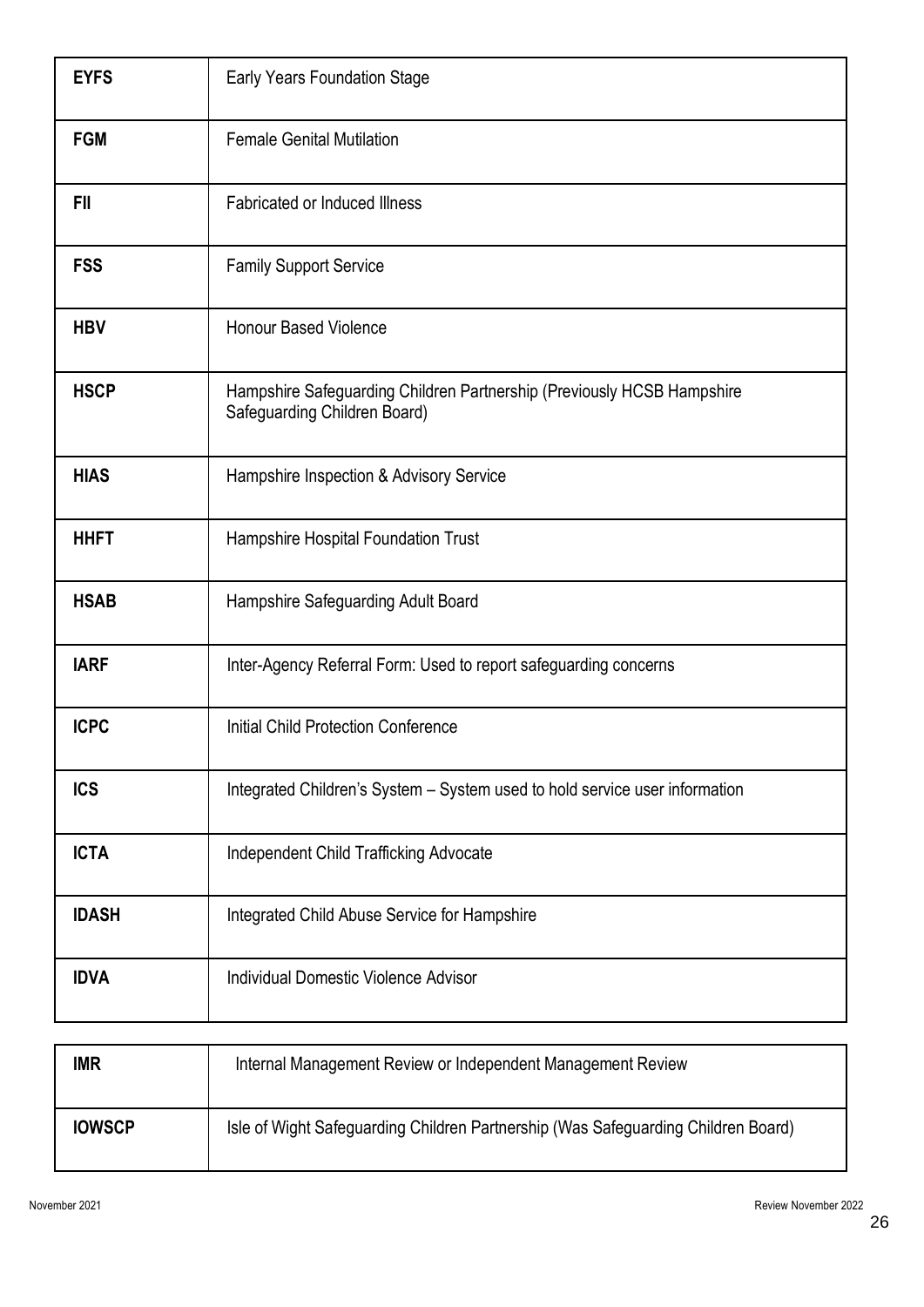| | |
|---|---|
| **EYFS** | Early Years Foundation Stage |
| **FGM** | Female Genital Mutilation |
| **FII** | Fabricated or Induced Illness |
| **FSS** | Family Support Service |
| **HBV** | Honour Based Violence |
| **HSCP** | Hampshire Safeguarding Children Partnership (Previously HCSB Hampshire Safeguarding Children Board) |
| **HIAS** | Hampshire Inspection & Advisory Service |
| **HHFT** | Hampshire Hospital Foundation Trust |
| **HSAB** | Hampshire Safeguarding Adult Board |
| **IARF** | Inter-Agency Referral Form: Used to report safeguarding concerns |
| **ICPC** | Initial Child Protection Conference |
| **ICS** | Integrated Children's System – System used to hold service user information |
| **ICTA** | Independent Child Trafficking Advocate |
| **IDASH** | Integrated Child Abuse Service for Hampshire |
| **IDVA** | Individual Domestic Violence Advisor |
| **IMR** | Internal Management Review or Independent Management Review |
| **IOWSCP** | Isle of Wight Safeguarding Children Partnership (Was Safeguarding Children Board) |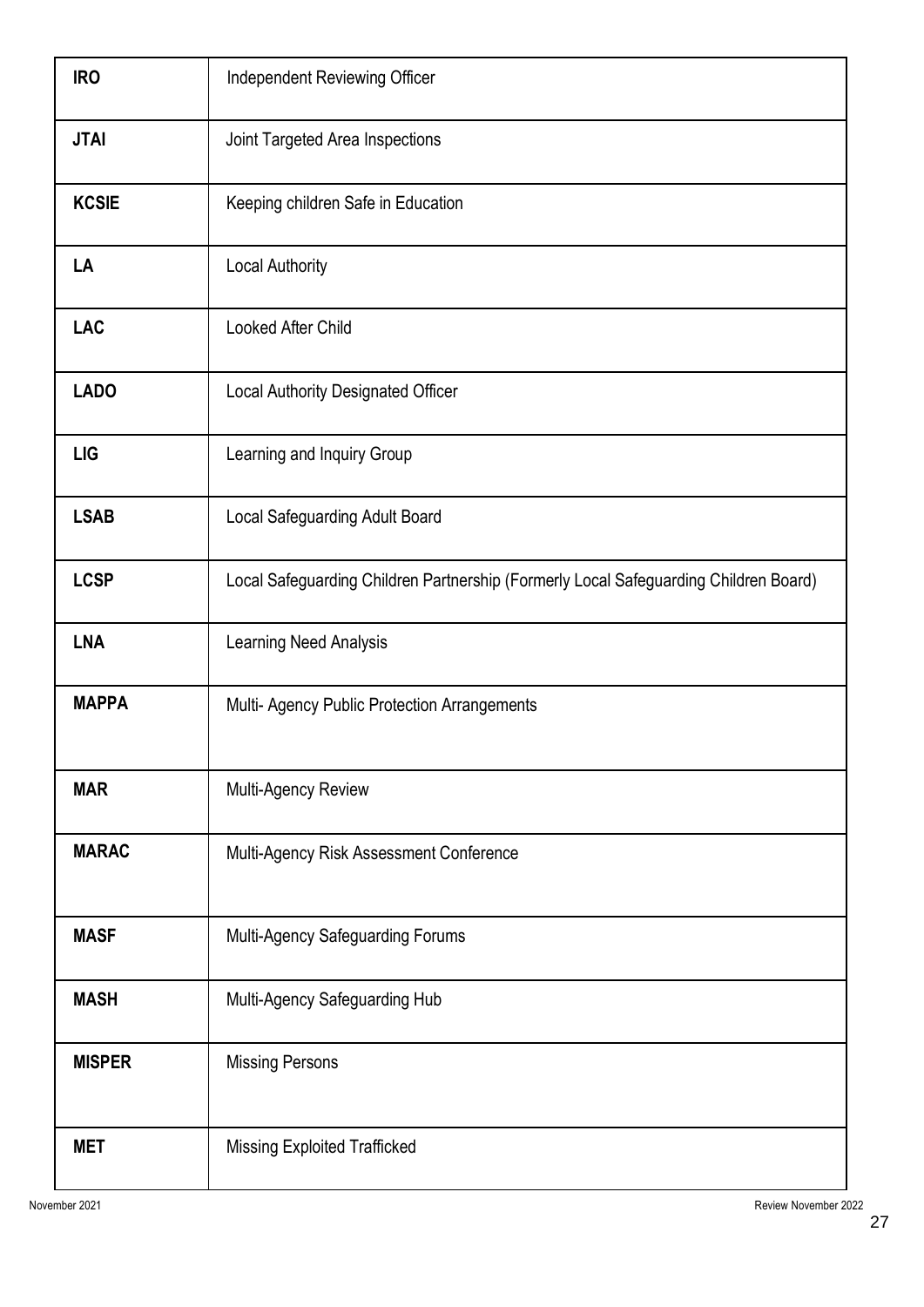| | |
|---|---|
| **IRO** | Independent Reviewing Officer |
| **JTAI** | Joint Targeted Area Inspections |
| **KCSIE** | Keeping children Safe in Education |
| **LA** | Local Authority |
| **LAC** | Looked After Child |
| **LADO** | Local Authority Designated Officer |
| **LIG** | Learning and Inquiry Group |
| **LSAB** | Local Safeguarding Adult Board |
| **LCSP** | Local Safeguarding Children Partnership (Formerly Local Safeguarding Children Board) |
| **LNA** | Learning Need Analysis |
| **MAPPA** | Multi- Agency Public Protection Arrangements |
| **MAR** | Multi-Agency Review |
| **MARAC** | Multi-Agency Risk Assessment Conference |
| **MASF** | Multi-Agency Safeguarding Forums |
| **MASH** | Multi-Agency Safeguarding Hub |
| **MISPER** | Missing Persons |
| **MET** | Missing Exploited Trafficked |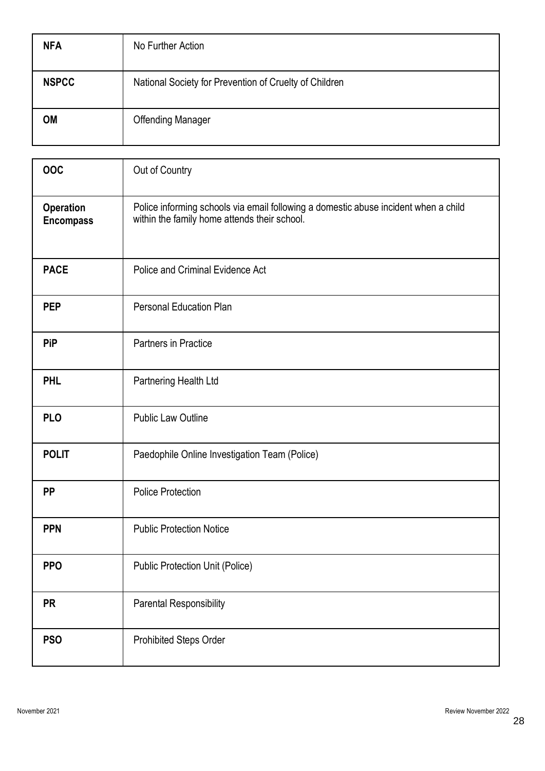| | |
|---|---|
| **NFA** | No Further Action |
| **NSPCC** | National Society for Prevention of Cruelty of Children |
| **OM** | Offending Manager |

| | |
|---|---|
| **OOC** | Out of Country |
| **Operation Encompass** | Police informing schools via email following a domestic abuse incident when a child within the family home attends their school. |
| **PACE** | Police and Criminal Evidence Act |
| **PEP** | Personal Education Plan |
| **PiP** | Partners in Practice |
| **PHL** | Partnering Health Ltd |
| **PLO** | Public Law Outline |
| **POLIT** | Paedophile Online Investigation Team (Police) |
| **PP** | Police Protection |
| **PPN** | Public Protection Notice |
| **PPO** | Public Protection Unit (Police) |
| **PR** | Parental Responsibility |
| **PSO** | Prohibited Steps Order |

November 2021 Review November 2022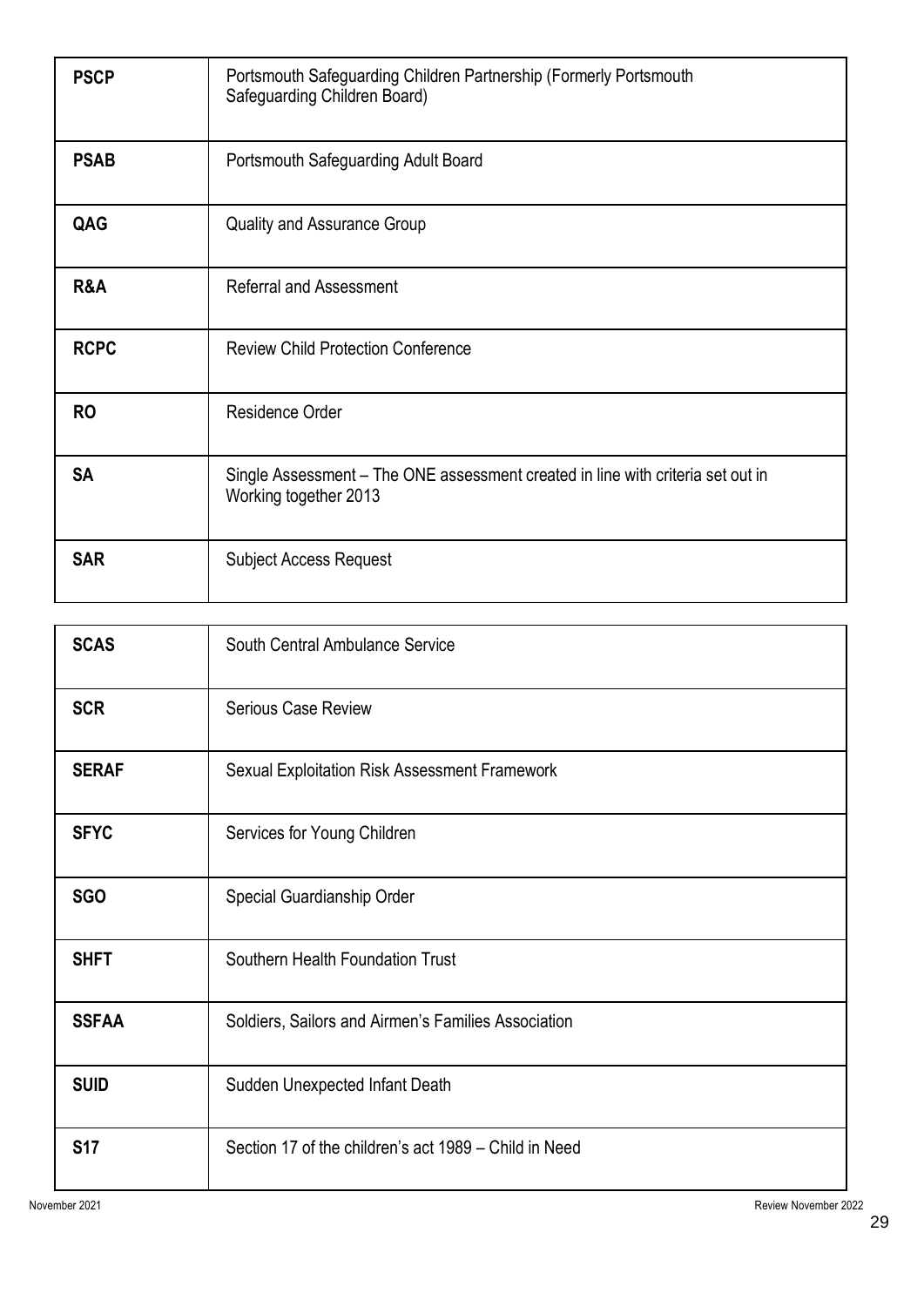| | |
|---|---|
| **PSCP** | Portsmouth Safeguarding Children Partnership (Formerly Portsmouth Safeguarding Children Board) |
| **PSAB** | Portsmouth Safeguarding Adult Board |
| **QAG** | Quality and Assurance Group |
| **R&A** | Referral and Assessment |
| **RCPC** | Review Child Protection Conference |
| **RO** | Residence Order |
| **SA** | Single Assessment – The ONE assessment created in line with criteria set out in Working together 2013 |
| **SAR** | Subject Access Request |
| **SCAS** | South Central Ambulance Service |
| **SCR** | Serious Case Review |
| **SERAF** | Sexual Exploitation Risk Assessment Framework |
| **SFYC** | Services for Young Children |
| **SGO** | Special Guardianship Order |
| **SHFT** | Southern Health Foundation Trust |
| **SSFAA** | Soldiers, Sailors and Airmen's Families Association |
| **SUID** | Sudden Unexpected Infant Death |
| **S17** | Section 17 of the children's act 1989 – Child in Need |

November 2021 Review November 2022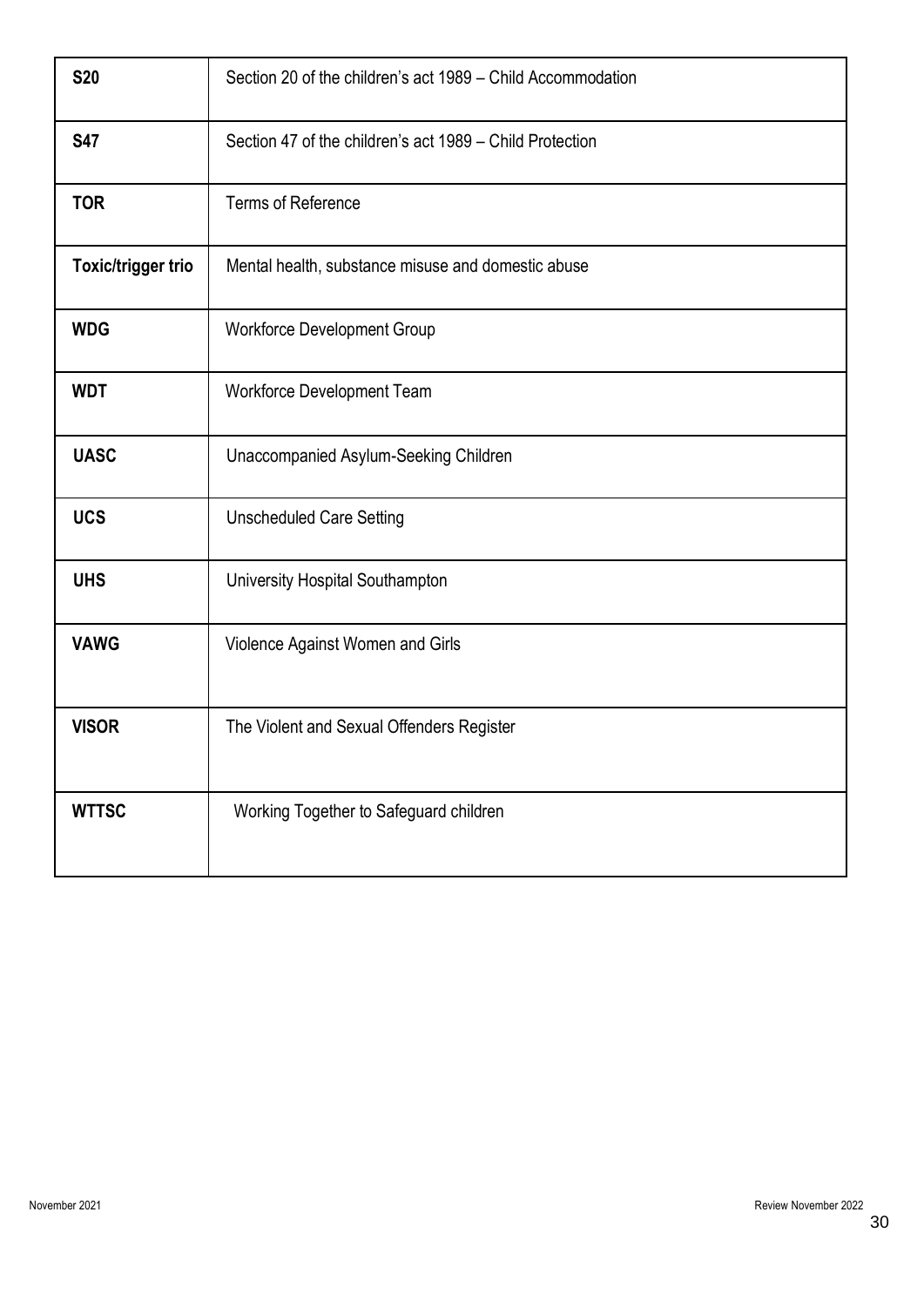| | |
|---|---|
| **S20** | Section 20 of the children's act 1989 – Child Accommodation |
| **S47** | Section 47 of the children's act 1989 – Child Protection |
| **TOR** | Terms of Reference |
| **Toxic/trigger trio** | Mental health, substance misuse and domestic abuse |
| **WDG** | Workforce Development Group |
| **WDT** | Workforce Development Team |
| **UASC** | Unaccompanied Asylum-Seeking Children |
| **UCS** | Unscheduled Care Setting |
| **UHS** | University Hospital Southampton |
| **VAWG** | Violence Against Women and Girls |
| **VISOR** | The Violent and Sexual Offenders Register |
| **WTTSC** | Working Together to Safeguard children |